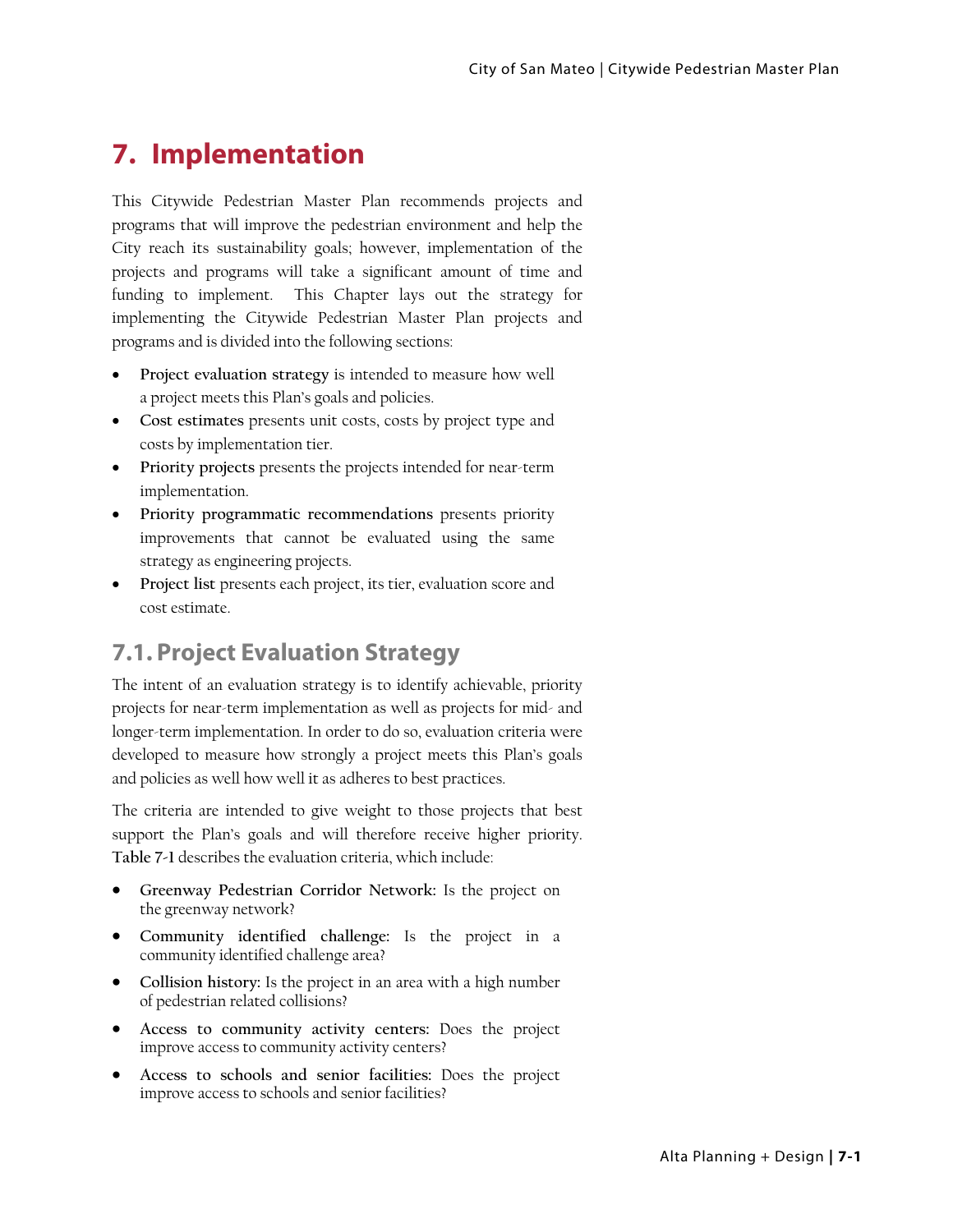# 7. Implementation

This Citywide Pedestrian Master Plan recommends projects and programs that will improve the pedestrian environment and help the City reach its sustainability goals; however, implementation of the projects and programs will take a significant amount of time and funding to implement. This Chapter lays out the strategy for implementing the Citywide Pedestrian Master Plan projects and programs and is divided into the following sections:

- **Project evaluation strategy** is intended to measure how well a project meets this Plan's goals and policies.
- **Cost estimates** presents unit costs, costs by project type and costs by implementation tier.
- **Priority projects** presents the projects intended for near-term implementation.
- **Priority programmatic recommendations** presents priority improvements that cannot be evaluated using the same strategy as engineering projects.
- **Project list** presents each project, its tier, evaluation score and cost estimate.

## 7.1. Project Evaluation Strategy

The intent of an evaluation strategy is to identify achievable, priority projects for near-term implementation as well as projects for mid- and longer-term implementation. In order to do so, evaluation criteria were developed to measure how strongly a project meets this Plan's goals and policies as well how well it as adheres to best practices.

The criteria are intended to give weight to those projects that best support the Plan's goals and will therefore receive higher priority. **Table 7-1** describes the evaluation criteria, which include:

- **Greenway Pedestrian Corridor Network:** Is the project on the greenway network?
- **Community identified challenge:** Is the project in a community identified challenge area?
- **Collision history:** Is the project in an area with a high number of pedestrian related collisions?
- **Access to community activity centers:** Does the project improve access to community activity centers?
- **Access to schools and senior facilities:** Does the project improve access to schools and senior facilities?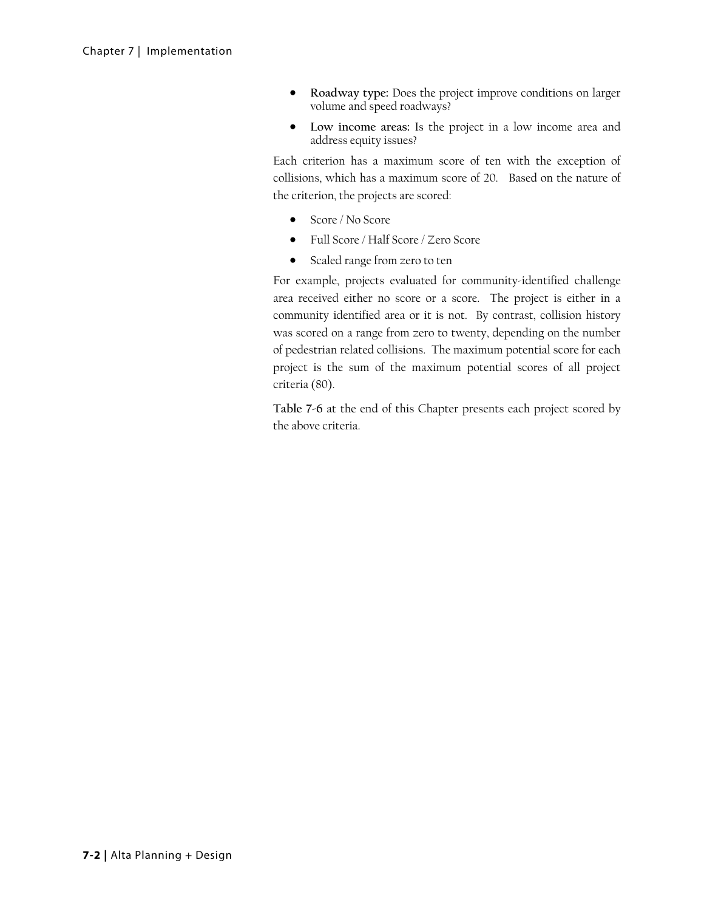- **Roadway type:** Does the project improve conditions on larger volume and speed roadways?
- **Low income areas:** Is the project in a low income area and address equity issues?

Each criterion has a maximum score of ten with the exception of collisions, which has a maximum score of 20. Based on the nature of the criterion, the projects are scored:

- Score / No Score
- Full Score / Half Score / Zero Score
- Scaled range from zero to ten

For example, projects evaluated for community-identified challenge area received either no score or a score. The project is either in a community identified area or it is not. By contrast, collision history was scored on a range from zero to twenty, depending on the number of pedestrian related collisions. The maximum potential score for each project is the sum of the maximum potential scores of all project criteria (80).

**Table 7-6** at the end of this Chapter presents each project scored by the above criteria.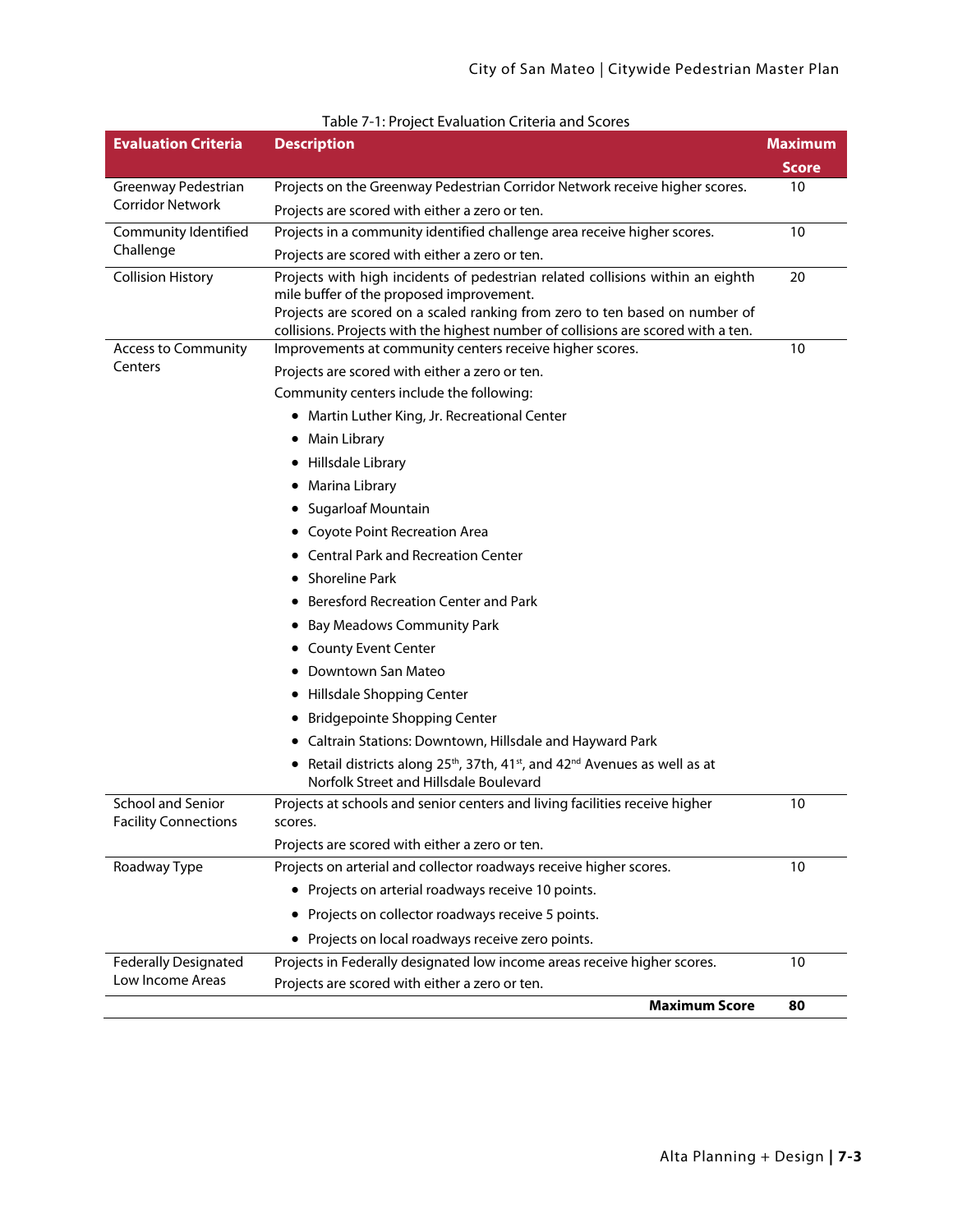Table 7-1: Project Evaluation Criteria and Scores

| Evaluation Criteria | Description | Maximum Score |
|---|---|---|
| Greenway Pedestrian Corridor Network | Projects on the Greenway Pedestrian Corridor Network receive higher scores.<br>Projects are scored with either a zero or ten. | 10 |
| Community Identified Challenge | Projects in a community identified challenge area receive higher scores.<br>Projects are scored with either a zero or ten. | 10 |
| Collision History | Projects with high incidents of pedestrian related collisions within an eighth mile buffer of the proposed improvement.<br>Projects are scored on a scaled ranking from zero to ten based on number of collisions. Projects with the highest number of collisions are scored with a ten. | 20 |
| Access to Community Centers | Improvements at community centers receive higher scores.<br>Projects are scored with either a zero or ten.<br>Community centers include the following:<br>• Martin Luther King, Jr. Recreational Center<br>• Main Library<br>• Hillsdale Library<br>• Marina Library<br>• Sugarloaf Mountain<br>• Coyote Point Recreation Area<br>• Central Park and Recreation Center<br>• Shoreline Park<br>• Beresford Recreation Center and Park<br>• Bay Meadows Community Park<br>• County Event Center<br>• Downtown San Mateo<br>• Hillsdale Shopping Center<br>• Bridgepointe Shopping Center<br>• Caltrain Stations: Downtown, Hillsdale and Hayward Park<br>• Retail districts along 25th, 37th, 41st, and 42nd Avenues as well as at Norfolk Street and Hillsdale Boulevard | 10 |
| School and Senior Facility Connections | Projects at schools and senior centers and living facilities receive higher scores.<br>Projects are scored with either a zero or ten. | 10 |
| Roadway Type | Projects on arterial and collector roadways receive higher scores.<br>• Projects on arterial roadways receive 10 points.<br>• Projects on collector roadways receive 5 points.<br>• Projects on local roadways receive zero points. | 10 |
| Federally Designated Low Income Areas | Projects in Federally designated low income areas receive higher scores.<br>Projects are scored with either a zero or ten. | 10 |
| | **Maximum Score** | **80** |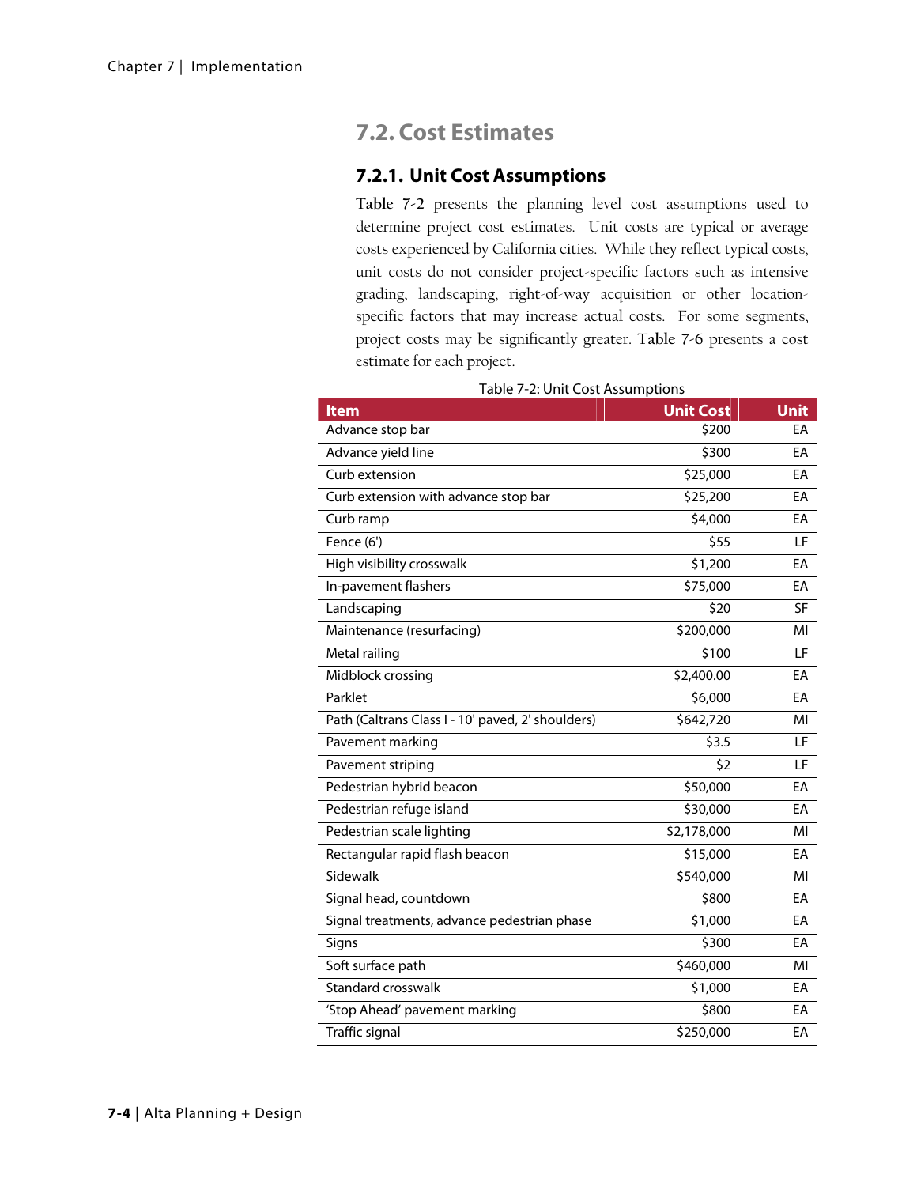## 7.2. Cost Estimates

### 7.2.1. Unit Cost Assumptions

**Table 7-2** presents the planning level cost assumptions used to determine project cost estimates. Unit costs are typical or average costs experienced by California cities. While they reflect typical costs, unit costs do not consider project-specific factors such as intensive grading, landscaping, right-of-way acquisition or other location-specific factors that may increase actual costs. For some segments, project costs may be significantly greater. **Table 7-6** presents a cost estimate for each project.

Table 7-2: Unit Cost Assumptions

| Item | Unit Cost | Unit |
|---|---|---|
| Advance stop bar | $200 | EA |
| Advance yield line | $300 | EA |
| Curb extension | $25,000 | EA |
| Curb extension with advance stop bar | $25,200 | EA |
| Curb ramp | $4,000 | EA |
| Fence (6') | $55 | LF |
| High visibility crosswalk | $1,200 | EA |
| In-pavement flashers | $75,000 | EA |
| Landscaping | $20 | SF |
| Maintenance (resurfacing) | $200,000 | MI |
| Metal railing | $100 | LF |
| Midblock crossing | $2,400.00 | EA |
| Parklet | $6,000 | EA |
| Path (Caltrans Class I - 10' paved, 2' shoulders) | $642,720 | MI |
| Pavement marking | $3.5 | LF |
| Pavement striping | $2 | LF |
| Pedestrian hybrid beacon | $50,000 | EA |
| Pedestrian refuge island | $30,000 | EA |
| Pedestrian scale lighting | $2,178,000 | MI |
| Rectangular rapid flash beacon | $15,000 | EA |
| Sidewalk | $540,000 | MI |
| Signal head, countdown | $800 | EA |
| Signal treatments, advance pedestrian phase | $1,000 | EA |
| Signs | $300 | EA |
| Soft surface path | $460,000 | MI |
| Standard crosswalk | $1,000 | EA |
| 'Stop Ahead' pavement marking | $800 | EA |
| Traffic signal | $250,000 | EA |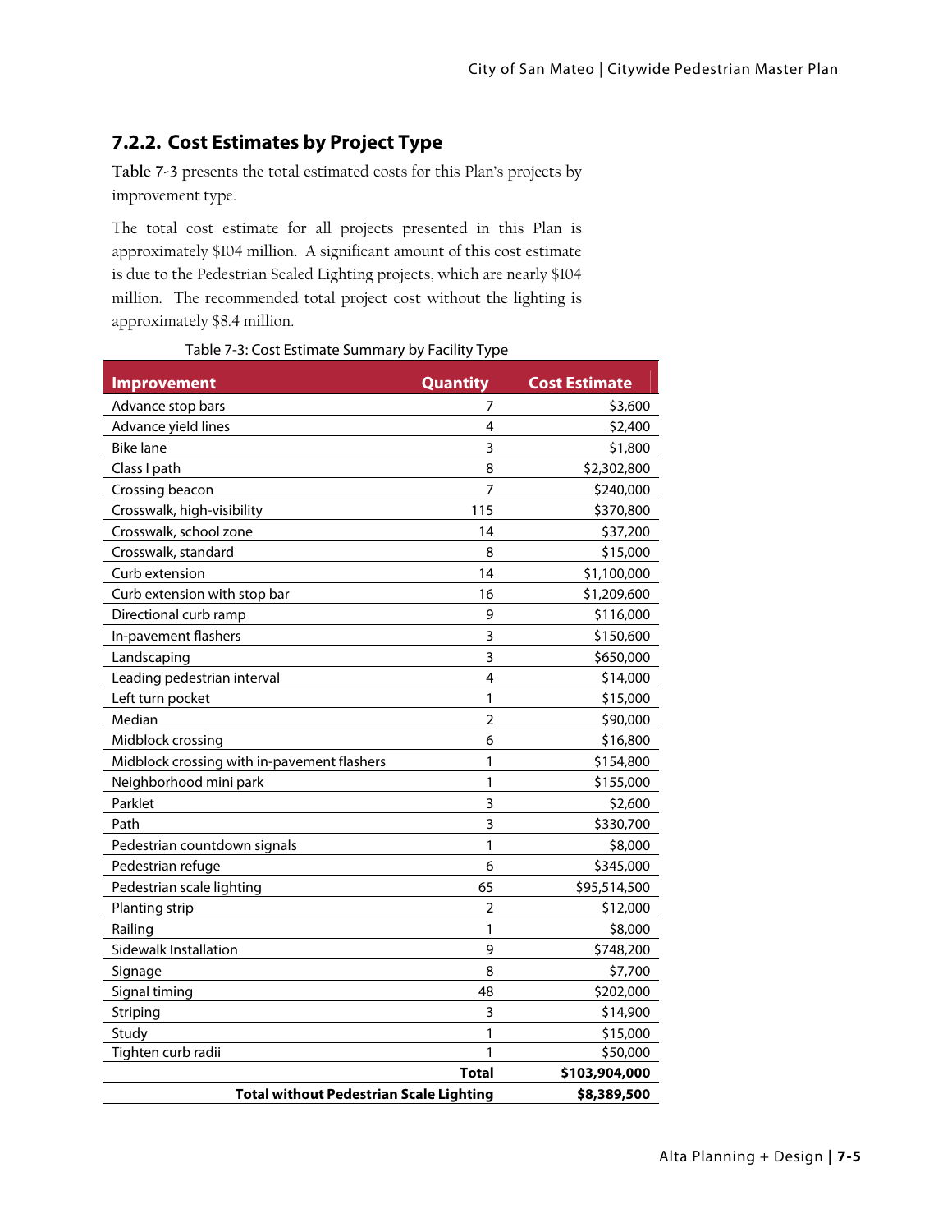### 7.2.2. Cost Estimates by Project Type

Table 7-3 presents the total estimated costs for this Plan's projects by improvement type.

The total cost estimate for all projects presented in this Plan is approximately $104 million. A significant amount of this cost estimate is due to the Pedestrian Scaled Lighting projects, which are nearly $104 million. The recommended total project cost without the lighting is approximately $8.4 million.

Table 7-3: Cost Estimate Summary by Facility Type

| Improvement | Quantity | Cost Estimate |
|---|---|---|
| Advance stop bars | 7 | $3,600 |
| Advance yield lines | 4 | $2,400 |
| Bike lane | 3 | $1,800 |
| Class I path | 8 | $2,302,800 |
| Crossing beacon | 7 | $240,000 |
| Crosswalk, high-visibility | 115 | $370,800 |
| Crosswalk, school zone | 14 | $37,200 |
| Crosswalk, standard | 8 | $15,000 |
| Curb extension | 14 | $1,100,000 |
| Curb extension with stop bar | 16 | $1,209,600 |
| Directional curb ramp | 9 | $116,000 |
| In-pavement flashers | 3 | $150,600 |
| Landscaping | 3 | $650,000 |
| Leading pedestrian interval | 4 | $14,000 |
| Left turn pocket | 1 | $15,000 |
| Median | 2 | $90,000 |
| Midblock crossing | 6 | $16,800 |
| Midblock crossing with in-pavement flashers | 1 | $154,800 |
| Neighborhood mini park | 1 | $155,000 |
| Parklet | 3 | $2,600 |
| Path | 3 | $330,700 |
| Pedestrian countdown signals | 1 | $8,000 |
| Pedestrian refuge | 6 | $345,000 |
| Pedestrian scale lighting | 65 | $95,514,500 |
| Planting strip | 2 | $12,000 |
| Railing | 1 | $8,000 |
| Sidewalk Installation | 9 | $748,200 |
| Signage | 8 | $7,700 |
| Signal timing | 48 | $202,000 |
| Striping | 3 | $14,900 |
| Study | 1 | $15,000 |
| Tighten curb radii | 1 | $50,000 |
| | **Total** | **$103,904,000** |
| | **Total without Pedestrian Scale Lighting** | **$8,389,500** |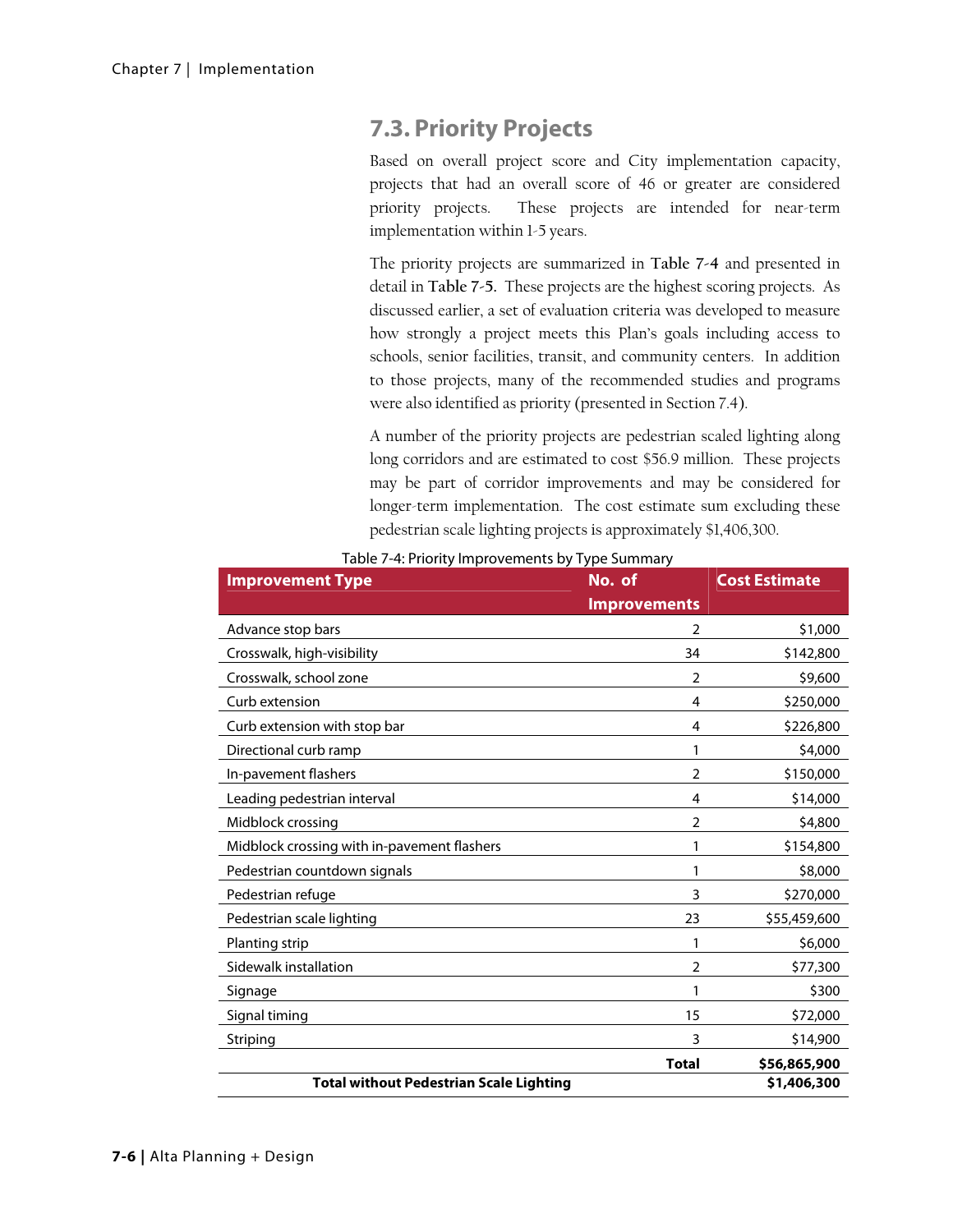## 7.3. Priority Projects

Based on overall project score and City implementation capacity, projects that had an overall score of 46 or greater are considered priority projects. These projects are intended for near-term implementation within 1-5 years.

The priority projects are summarized in **Table 7-4** and presented in detail in **Table 7-5.** These projects are the highest scoring projects. As discussed earlier, a set of evaluation criteria was developed to measure how strongly a project meets this Plan's goals including access to schools, senior facilities, transit, and community centers. In addition to those projects, many of the recommended studies and programs were also identified as priority (presented in Section 7.4).

A number of the priority projects are pedestrian scaled lighting along long corridors and are estimated to cost $56.9 million. These projects may be part of corridor improvements and may be considered for longer-term implementation. The cost estimate sum excluding these pedestrian scale lighting projects is approximately $1,406,300.

Table 7-4: Priority Improvements by Type Summary

| Improvement Type | No. of Improvements | Cost Estimate |
|---|---|---|
| Advance stop bars | 2 | $1,000 |
| Crosswalk, high-visibility | 34 | $142,800 |
| Crosswalk, school zone | 2 | $9,600 |
| Curb extension | 4 | $250,000 |
| Curb extension with stop bar | 4 | $226,800 |
| Directional curb ramp | 1 | $4,000 |
| In-pavement flashers | 2 | $150,000 |
| Leading pedestrian interval | 4 | $14,000 |
| Midblock crossing | 2 | $4,800 |
| Midblock crossing with in-pavement flashers | 1 | $154,800 |
| Pedestrian countdown signals | 1 | $8,000 |
| Pedestrian refuge | 3 | $270,000 |
| Pedestrian scale lighting | 23 | $55,459,600 |
| Planting strip | 1 | $6,000 |
| Sidewalk installation | 2 | $77,300 |
| Signage | 1 | $300 |
| Signal timing | 15 | $72,000 |
| Striping | 3 | $14,900 |
| | **Total** | **$56,865,900** |
| **Total without Pedestrian Scale Lighting** | | **$1,406,300** |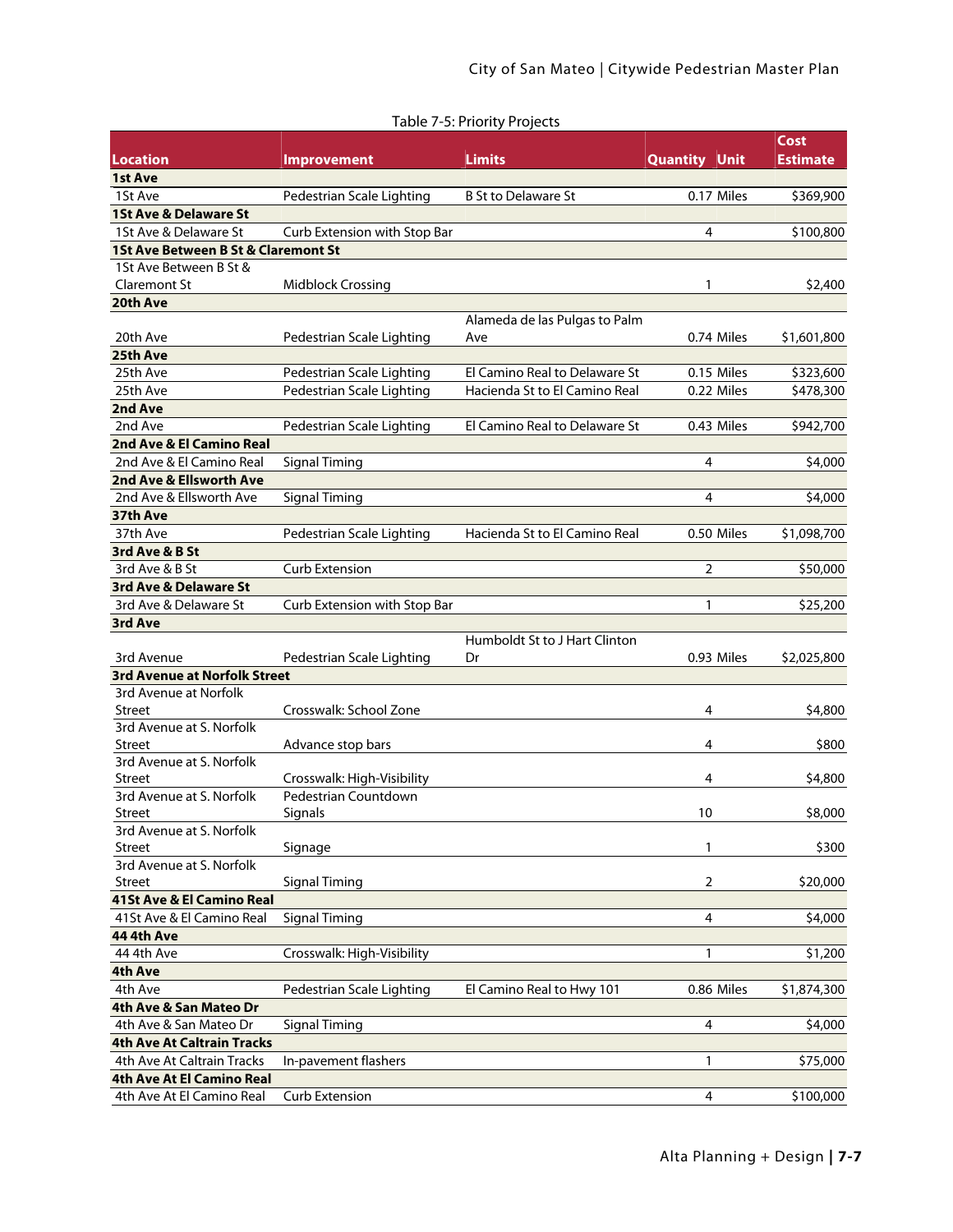Table 7-5: Priority Projects

| Location | Improvement | Limits | Quantity | Unit | Cost Estimate |
|---|---|---|---|---|---|
| **1st Ave** | | | | | |
| 1St Ave | Pedestrian Scale Lighting | B St to Delaware St | 0.17 | Miles | $369,900 |
| **1St Ave & Delaware St** | | | | | |
| 1St Ave & Delaware St | Curb Extension with Stop Bar | | 4 | | $100,800 |
| **1St Ave Between B St & Claremont St** | | | | | |
| 1St Ave Between B St & Claremont St | Midblock Crossing | | 1 | | $2,400 |
| **20th Ave** | | | | | |
| 20th Ave | Pedestrian Scale Lighting | Alameda de las Pulgas to Palm Ave | 0.74 | Miles | $1,601,800 |
| **25th Ave** | | | | | |
| 25th Ave | Pedestrian Scale Lighting | El Camino Real to Delaware St | 0.15 | Miles | $323,600 |
| 25th Ave | Pedestrian Scale Lighting | Hacienda St to El Camino Real | 0.22 | Miles | $478,300 |
| **2nd Ave** | | | | | |
| 2nd Ave | Pedestrian Scale Lighting | El Camino Real to Delaware St | 0.43 | Miles | $942,700 |
| **2nd Ave & El Camino Real** | | | | | |
| 2nd Ave & El Camino Real | Signal Timing | | 4 | | $4,000 |
| **2nd Ave & Ellsworth Ave** | | | | | |
| 2nd Ave & Ellsworth Ave | Signal Timing | | 4 | | $4,000 |
| **37th Ave** | | | | | |
| 37th Ave | Pedestrian Scale Lighting | Hacienda St to El Camino Real | 0.50 | Miles | $1,098,700 |
| **3rd Ave & B St** | | | | | |
| 3rd Ave & B St | Curb Extension | | 2 | | $50,000 |
| **3rd Ave & Delaware St** | | | | | |
| 3rd Ave & Delaware St | Curb Extension with Stop Bar | | 1 | | $25,200 |
| **3rd Ave** | | | | | |
| 3rd Avenue | Pedestrian Scale Lighting | Humboldt St to J Hart Clinton Dr | 0.93 | Miles | $2,025,800 |
| **3rd Avenue at Norfolk Street** | | | | | |
| 3rd Avenue at Norfolk Street | Crosswalk: School Zone | | 4 | | $4,800 |
| 3rd Avenue at S. Norfolk Street | Advance stop bars | | 4 | | $800 |
| 3rd Avenue at S. Norfolk Street | Crosswalk: High-Visibility | | 4 | | $4,800 |
| 3rd Avenue at S. Norfolk Street | Pedestrian Countdown Signals | | 10 | | $8,000 |
| 3rd Avenue at S. Norfolk Street | Signage | | 1 | | $300 |
| 3rd Avenue at S. Norfolk Street | Signal Timing | | 2 | | $20,000 |
| **41St Ave & El Camino Real** | | | | | |
| 41St Ave & El Camino Real | Signal Timing | | 4 | | $4,000 |
| **44 4th Ave** | | | | | |
| 44 4th Ave | Crosswalk: High-Visibility | | 1 | | $1,200 |
| **4th Ave** | | | | | |
| 4th Ave | Pedestrian Scale Lighting | El Camino Real to Hwy 101 | 0.86 | Miles | $1,874,300 |
| **4th Ave & San Mateo Dr** | | | | | |
| 4th Ave & San Mateo Dr | Signal Timing | | 4 | | $4,000 |
| **4th Ave At Caltrain Tracks** | | | | | |
| 4th Ave At Caltrain Tracks | In-pavement flashers | | 1 | | $75,000 |
| **4th Ave At El Camino Real** | | | | | |
| 4th Ave At El Camino Real | Curb Extension | | 4 | | $100,000 |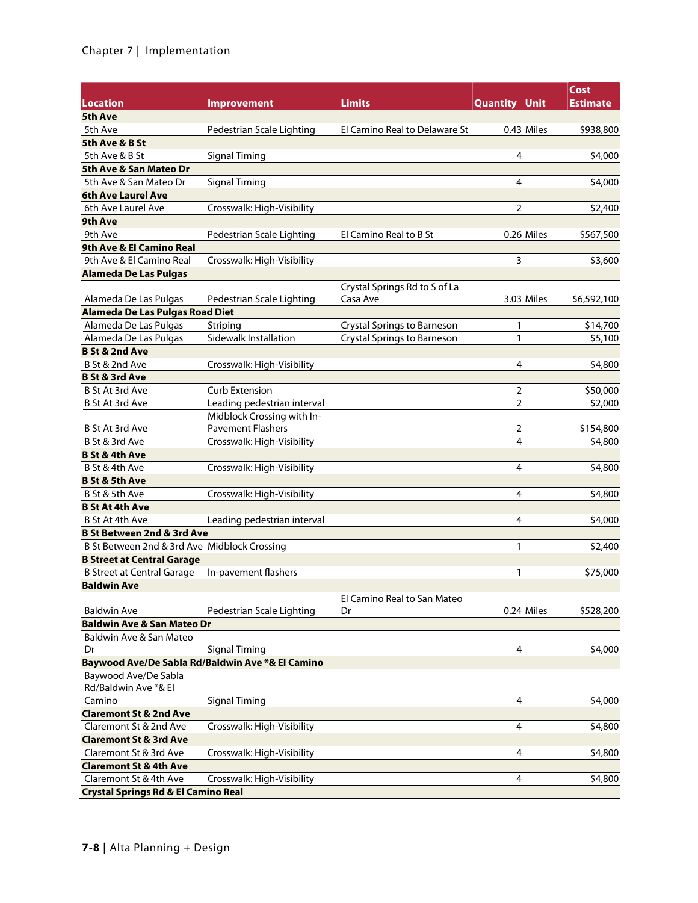| Location | Improvement | Limits | Quantity | Unit | Cost Estimate |
|---|---|---|---|---|---|
| **5th Ave** | | | | | |
| 5th Ave | Pedestrian Scale Lighting | El Camino Real to Delaware St | 0.43 | Miles | $938,800 |
| **5th Ave & B St** | | | | | |
| 5th Ave & B St | Signal Timing | | 4 | | $4,000 |
| **5th Ave & San Mateo Dr** | | | | | |
| 5th Ave & San Mateo Dr | Signal Timing | | 4 | | $4,000 |
| **6th Ave Laurel Ave** | | | | | |
| 6th Ave Laurel Ave | Crosswalk: High-Visibility | | 2 | | $2,400 |
| **9th Ave** | | | | | |
| 9th Ave | Pedestrian Scale Lighting | El Camino Real to B St | 0.26 | Miles | $567,500 |
| **9th Ave & El Camino Real** | | | | | |
| 9th Ave & El Camino Real | Crosswalk: High-Visibility | | 3 | | $3,600 |
| **Alameda De Las Pulgas** | | | | | |
| Alameda De Las Pulgas | Pedestrian Scale Lighting | Crystal Springs Rd to S of La Casa Ave | 3.03 | Miles | $6,592,100 |
| **Alameda De Las Pulgas Road Diet** | | | | | |
| Alameda De Las Pulgas | Striping | Crystal Springs to Barneson | 1 | | $14,700 |
| Alameda De Las Pulgas | Sidewalk Installation | Crystal Springs to Barneson | 1 | | $5,100 |
| **B St & 2nd Ave** | | | | | |
| B St & 2nd Ave | Crosswalk: High-Visibility | | 4 | | $4,800 |
| **B St & 3rd Ave** | | | | | |
| B St At 3rd Ave | Curb Extension | | 2 | | $50,000 |
| B St At 3rd Ave | Leading pedestrian interval | | 2 | | $2,000 |
| B St At 3rd Ave | Midblock Crossing with In-Pavement Flashers | | 2 | | $154,800 |
| B St & 3rd Ave | Crosswalk: High-Visibility | | 4 | | $4,800 |
| **B St & 4th Ave** | | | | | |
| B St & 4th Ave | Crosswalk: High-Visibility | | 4 | | $4,800 |
| **B St & 5th Ave** | | | | | |
| B St & 5th Ave | Crosswalk: High-Visibility | | 4 | | $4,800 |
| **B St At 4th Ave** | | | | | |
| B St At 4th Ave | Leading pedestrian interval | | 4 | | $4,000 |
| **B St Between 2nd & 3rd Ave** | | | | | |
| B St Between 2nd & 3rd Ave | Midblock Crossing | | 1 | | $2,400 |
| **B Street at Central Garage** | | | | | |
| B Street at Central Garage | In-pavement flashers | | 1 | | $75,000 |
| **Baldwin Ave** | | | | | |
| Baldwin Ave | Pedestrian Scale Lighting | El Camino Real to San Mateo Dr | 0.24 | Miles | $528,200 |
| **Baldwin Ave & San Mateo Dr** | | | | | |
| Baldwin Ave & San Mateo Dr | Signal Timing | | 4 | | $4,000 |
| **Baywood Ave/De Sabla Rd/Baldwin Ave *& El Camino** | | | | | |
| Baywood Ave/De Sabla Rd/Baldwin Ave *& El Camino | Signal Timing | | 4 | | $4,000 |
| **Claremont St & 2nd Ave** | | | | | |
| Claremont St & 2nd Ave | Crosswalk: High-Visibility | | 4 | | $4,800 |
| **Claremont St & 3rd Ave** | | | | | |
| Claremont St & 3rd Ave | Crosswalk: High-Visibility | | 4 | | $4,800 |
| **Claremont St & 4th Ave** | | | | | |
| Claremont St & 4th Ave | Crosswalk: High-Visibility | | 4 | | $4,800 |
| **Crystal Springs Rd & El Camino Real** | | | | | |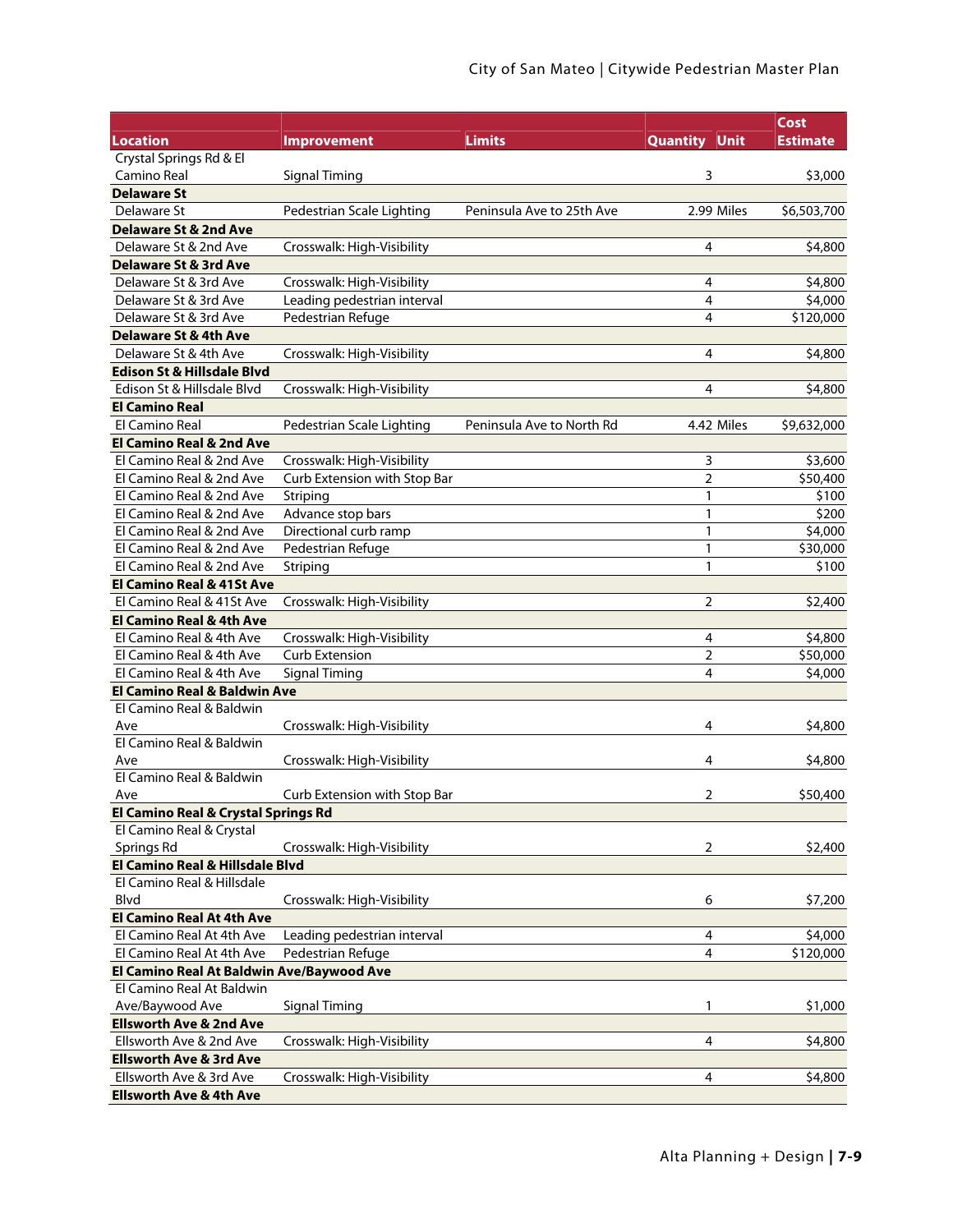| Location | Improvement | Limits | Quantity | Unit | Cost Estimate |
|---|---|---|---|---|---|
| Crystal Springs Rd & El Camino Real | Signal Timing | | 3 | | $3,000 |
| **Delaware St** | | | | | |
| Delaware St | Pedestrian Scale Lighting | Peninsula Ave to 25th Ave | 2.99 | Miles | $6,503,700 |
| **Delaware St & 2nd Ave** | | | | | |
| Delaware St & 2nd Ave | Crosswalk: High-Visibility | | 4 | | $4,800 |
| **Delaware St & 3rd Ave** | | | | | |
| Delaware St & 3rd Ave | Crosswalk: High-Visibility | | 4 | | $4,800 |
| Delaware St & 3rd Ave | Leading pedestrian interval | | 4 | | $4,000 |
| Delaware St & 3rd Ave | Pedestrian Refuge | | 4 | | $120,000 |
| **Delaware St & 4th Ave** | | | | | |
| Delaware St & 4th Ave | Crosswalk: High-Visibility | | 4 | | $4,800 |
| **Edison St & Hillsdale Blvd** | | | | | |
| Edison St & Hillsdale Blvd | Crosswalk: High-Visibility | | 4 | | $4,800 |
| **El Camino Real** | | | | | |
| El Camino Real | Pedestrian Scale Lighting | Peninsula Ave to North Rd | 4.42 | Miles | $9,632,000 |
| **El Camino Real & 2nd Ave** | | | | | |
| El Camino Real & 2nd Ave | Crosswalk: High-Visibility | | 3 | | $3,600 |
| El Camino Real & 2nd Ave | Curb Extension with Stop Bar | | 2 | | $50,400 |
| El Camino Real & 2nd Ave | Striping | | 1 | | $100 |
| El Camino Real & 2nd Ave | Advance stop bars | | 1 | | $200 |
| El Camino Real & 2nd Ave | Directional curb ramp | | 1 | | $4,000 |
| El Camino Real & 2nd Ave | Pedestrian Refuge | | 1 | | $30,000 |
| El Camino Real & 2nd Ave | Striping | | 1 | | $100 |
| **El Camino Real & 41St Ave** | | | | | |
| El Camino Real & 41St Ave | Crosswalk: High-Visibility | | 2 | | $2,400 |
| **El Camino Real & 4th Ave** | | | | | |
| El Camino Real & 4th Ave | Crosswalk: High-Visibility | | 4 | | $4,800 |
| El Camino Real & 4th Ave | Curb Extension | | 2 | | $50,000 |
| El Camino Real & 4th Ave | Signal Timing | | 4 | | $4,000 |
| **El Camino Real & Baldwin Ave** | | | | | |
| El Camino Real & Baldwin Ave | Crosswalk: High-Visibility | | 4 | | $4,800 |
| El Camino Real & Baldwin Ave | Crosswalk: High-Visibility | | 4 | | $4,800 |
| El Camino Real & Baldwin Ave | Curb Extension with Stop Bar | | 2 | | $50,400 |
| **El Camino Real & Crystal Springs Rd** | | | | | |
| El Camino Real & Crystal Springs Rd | Crosswalk: High-Visibility | | 2 | | $2,400 |
| **El Camino Real & Hillsdale Blvd** | | | | | |
| El Camino Real & Hillsdale Blvd | Crosswalk: High-Visibility | | 6 | | $7,200 |
| **El Camino Real At 4th Ave** | | | | | |
| El Camino Real At 4th Ave | Leading pedestrian interval | | 4 | | $4,000 |
| El Camino Real At 4th Ave | Pedestrian Refuge | | 4 | | $120,000 |
| **El Camino Real At Baldwin Ave/Baywood Ave** | | | | | |
| El Camino Real At Baldwin Ave/Baywood Ave | Signal Timing | | 1 | | $1,000 |
| **Ellsworth Ave & 2nd Ave** | | | | | |
| Ellsworth Ave & 2nd Ave | Crosswalk: High-Visibility | | 4 | | $4,800 |
| **Ellsworth Ave & 3rd Ave** | | | | | |
| Ellsworth Ave & 3rd Ave | Crosswalk: High-Visibility | | 4 | | $4,800 |
| **Ellsworth Ave & 4th Ave** | | | | | |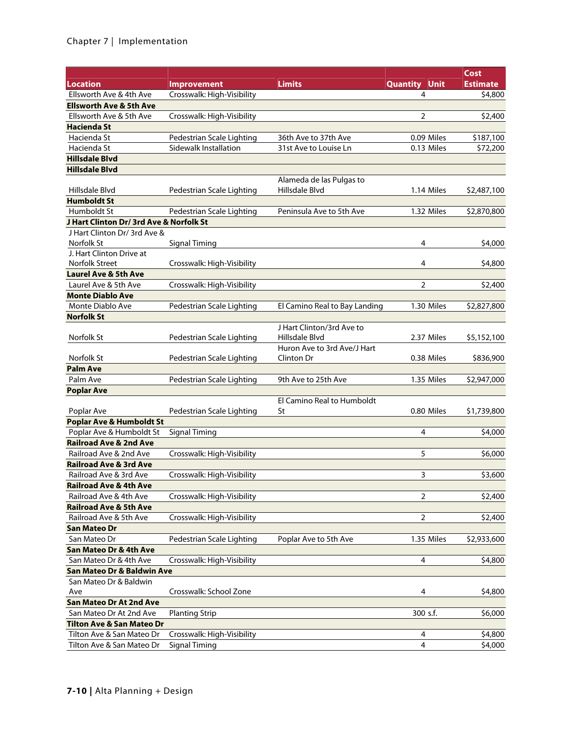| Location | Improvement | Limits | Quantity | Unit | Cost Estimate |
|---|---|---|---|---|---|
| Ellsworth Ave & 4th Ave | Crosswalk: High-Visibility | | 4 | | $4,800 |
| **Ellsworth Ave & 5th Ave** | | | | | |
| Ellsworth Ave & 5th Ave | Crosswalk: High-Visibility | | 2 | | $2,400 |
| **Hacienda St** | | | | | |
| Hacienda St | Pedestrian Scale Lighting | 36th Ave to 37th Ave | 0.09 | Miles | $187,100 |
| Hacienda St | Sidewalk Installation | 31st Ave to Louise Ln | 0.13 | Miles | $72,200 |
| **Hillsdale Blvd** | | | | | |
| **Hillsdale Blvd** | | | | | |
| Hillsdale Blvd | Pedestrian Scale Lighting | Alameda de las Pulgas to Hillsdale Blvd | 1.14 | Miles | $2,487,100 |
| **Humboldt St** | | | | | |
| Humboldt St | Pedestrian Scale Lighting | Peninsula Ave to 5th Ave | 1.32 | Miles | $2,870,800 |
| **J Hart Clinton Dr/ 3rd Ave & Norfolk St** | | | | | |
| J Hart Clinton Dr/ 3rd Ave & Norfolk St | Signal Timing | | 4 | | $4,000 |
| J. Hart Clinton Drive at Norfolk Street | Crosswalk: High-Visibility | | 4 | | $4,800 |
| **Laurel Ave & 5th Ave** | | | | | |
| Laurel Ave & 5th Ave | Crosswalk: High-Visibility | | 2 | | $2,400 |
| **Monte Diablo Ave** | | | | | |
| Monte Diablo Ave | Pedestrian Scale Lighting | El Camino Real to Bay Landing | 1.30 | Miles | $2,827,800 |
| **Norfolk St** | | | | | |
| Norfolk St | Pedestrian Scale Lighting | J Hart Clinton/3rd Ave to Hillsdale Blvd | 2.37 | Miles | $5,152,100 |
| Norfolk St | Pedestrian Scale Lighting | Huron Ave to 3rd Ave/J Hart Clinton Dr | 0.38 | Miles | $836,900 |
| **Palm Ave** | | | | | |
| Palm Ave | Pedestrian Scale Lighting | 9th Ave to 25th Ave | 1.35 | Miles | $2,947,000 |
| **Poplar Ave** | | | | | |
| Poplar Ave | Pedestrian Scale Lighting | El Camino Real to Humboldt St | 0.80 | Miles | $1,739,800 |
| **Poplar Ave & Humboldt St** | | | | | |
| Poplar Ave & Humboldt St | Signal Timing | | 4 | | $4,000 |
| **Railroad Ave & 2nd Ave** | | | | | |
| Railroad Ave & 2nd Ave | Crosswalk: High-Visibility | | 5 | | $6,000 |
| **Railroad Ave & 3rd Ave** | | | | | |
| Railroad Ave & 3rd Ave | Crosswalk: High-Visibility | | 3 | | $3,600 |
| **Railroad Ave & 4th Ave** | | | | | |
| Railroad Ave & 4th Ave | Crosswalk: High-Visibility | | 2 | | $2,400 |
| **Railroad Ave & 5th Ave** | | | | | |
| Railroad Ave & 5th Ave | Crosswalk: High-Visibility | | 2 | | $2,400 |
| **San Mateo Dr** | | | | | |
| San Mateo Dr | Pedestrian Scale Lighting | Poplar Ave to 5th Ave | 1.35 | Miles | $2,933,600 |
| **San Mateo Dr & 4th Ave** | | | | | |
| San Mateo Dr & 4th Ave | Crosswalk: High-Visibility | | 4 | | $4,800 |
| **San Mateo Dr & Baldwin Ave** | | | | | |
| San Mateo Dr & Baldwin Ave | Crosswalk: School Zone | | 4 | | $4,800 |
| **San Mateo Dr At 2nd Ave** | | | | | |
| San Mateo Dr At 2nd Ave | Planting Strip | | 300 | s.f. | $6,000 |
| **Tilton Ave & San Mateo Dr** | | | | | |
| Tilton Ave & San Mateo Dr | Crosswalk: High-Visibility | | 4 | | $4,800 |
| Tilton Ave & San Mateo Dr | Signal Timing | | 4 | | $4,000 |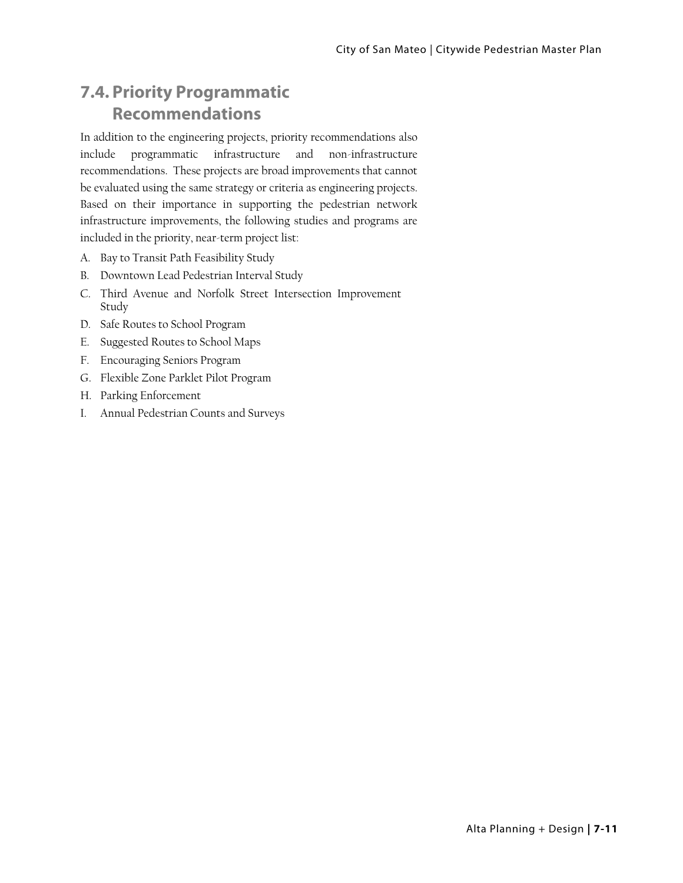## 7.4. Priority Programmatic Recommendations

In addition to the engineering projects, priority recommendations also include programmatic infrastructure and non-infrastructure recommendations. These projects are broad improvements that cannot be evaluated using the same strategy or criteria as engineering projects. Based on their importance in supporting the pedestrian network infrastructure improvements, the following studies and programs are included in the priority, near-term project list:

A. Bay to Transit Path Feasibility Study
B. Downtown Lead Pedestrian Interval Study
C. Third Avenue and Norfolk Street Intersection Improvement Study
D. Safe Routes to School Program
E. Suggested Routes to School Maps
F. Encouraging Seniors Program
G. Flexible Zone Parklet Pilot Program
H. Parking Enforcement
I. Annual Pedestrian Counts and Surveys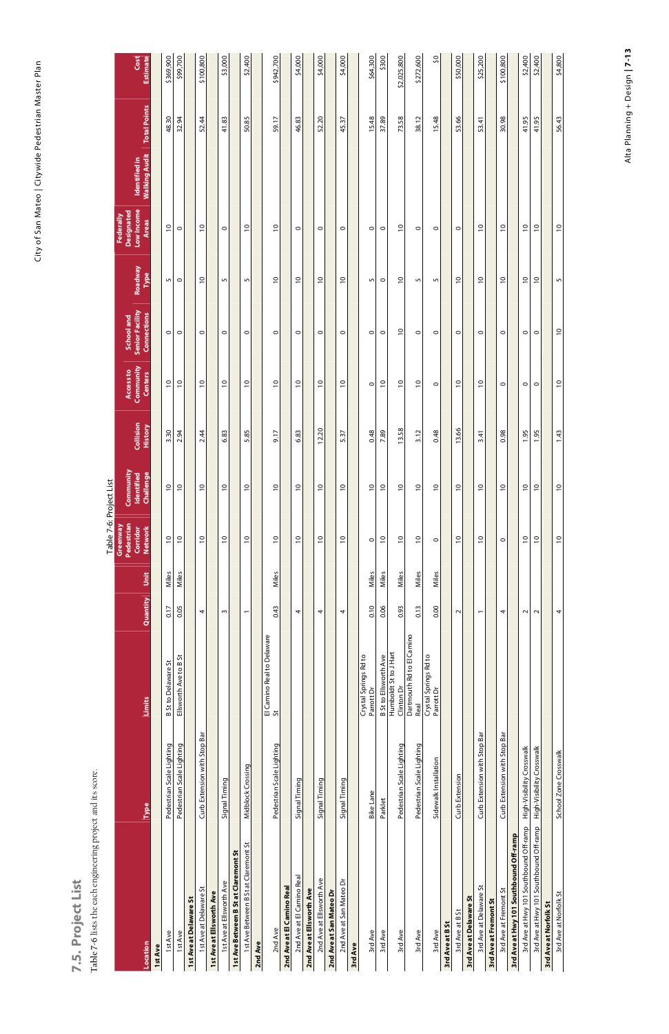## 7.5. Project List

Table 7-6 lists the each engineering project and its score.

Table 7-6: Project List

| Location | Type | Limits | Quantity | Unit | Greenway Pedestrian Corridor Network | Community Identified Challenge | Collision History | Access to Community Centers | School and Senior Facility Connections | Roadway Type | Federally Designated Low Income Areas | Identified in Walking Audit | Total Points | Cost Estimate |
|---|---|---|---|---|---|---|---|---|---|---|---|---|---|---|
| **1st Ave** | | | | | | | | | | | | | | |
| 1st Ave | Pedestrian Scale Lighting | B St to Delaware St | 0.17 | Miles | 10 | 10 | 3.30 | 10 | 0 | 5 | 10 | | 48.30 | $369,900 |
| 1st Ave | Pedestrian Scale Lighting | Ellsworth Ave to B St | 0.05 | Miles | 10 | 10 | 2.94 | 10 | 0 | 0 | 0 | | 32.94 | $99,700 |
| **1st Ave at Delaware St** | | | | | | | | | | | | | | |
| 1st Ave at Delaware St | Curb Extension with Stop Bar | | 4 | | 10 | 10 | 2.44 | 10 | 0 | 10 | 10 | | 52.44 | $100,800 |
| **1st Ave at Ellsworth Ave** | | | | | | | | | | | | | | |
| 1st Ave at Ellsworth Ave | Signal Timing | | 3 | | 10 | 10 | 6.83 | 10 | 0 | 5 | 0 | | 41.83 | $3,000 |
| **1st Ave Between B St at Claremont St** | | | | | | | | | | | | | | |
| 1st Ave Between B St at Claremont St | Midblock Crossing | | 1 | | 10 | 10 | 5.85 | 10 | 0 | 5 | 10 | | 50.85 | $2,400 |
| **2nd Ave** | | | | | | | | | | | | | | |
| 2nd Ave | Pedestrian Scale Lighting | El Camino Real to Delaware St | 0.43 | Miles | 10 | 10 | 9.17 | 10 | 0 | 10 | 10 | | 59.17 | $942,700 |
| **2nd Ave at El Camino Real** | | | | | | | | | | | | | | |
| 2nd Ave at El Camino Real | Signal Timing | | 4 | | 10 | 10 | 6.83 | 10 | 0 | 10 | 0 | | 46.83 | $4,000 |
| **2nd Ave at Ellsworth Ave** | | | | | | | | | | | | | | |
| 2nd Ave at Ellsworth Ave | Signal Timing | | 4 | | 10 | 10 | 12.20 | 10 | 0 | 10 | 0 | | 52.20 | $4,000 |
| **2nd Ave at San Mateo Dr** | | | | | | | | | | | | | | |
| 2nd Ave at San Mateo Dr | Signal Timing | | 4 | | 10 | 10 | 5.37 | 10 | 0 | 10 | 0 | | 45.37 | $4,000 |
| **3rd Ave** | | | | | | | | | | | | | | |
| 3rd Ave | Bike Lane | Crystal Springs Rd to Parrott Dr | 0.10 | Miles | 0 | 10 | 0.48 | 0 | 0 | 5 | 0 | | 15.48 | $64,300 |
| 3rd Ave | Parklet | B St to Ellsworth Ave | 0.06 | Miles | 10 | 10 | 7.89 | 10 | 0 | 0 | 0 | | 37.89 | $300 |
| 3rd Ave | Pedestrian Scale Lighting | Humboldt St to J Hart Clinton Dr | 0.93 | Miles | 10 | 10 | 13.58 | 10 | 10 | 10 | 10 | | 73.58 | $2,025,800 |
| 3rd Ave | Pedestrian Scale Lighting | Dartmouth Rd to El Camino Real | 0.13 | Miles | 10 | 10 | 3.12 | 10 | 0 | 5 | 0 | | 38.12 | $272,600 |
| 3rd Ave | Sidewalk Installation | Crystal Springs Rd to Parrott Dr | 0.00 | Miles | 0 | 10 | 0.48 | 0 | 0 | 5 | 0 | | 15.48 | $0 |
| **3rd Ave at B St** | | | | | | | | | | | | | | |
| 3rd Ave at B St | Curb Extension | | 2 | | 10 | 10 | 13.66 | 10 | 0 | 10 | 0 | | 53.66 | $50,000 |
| **3rd Ave at Delaware St** | | | | | | | | | | | | | | |
| 3rd Ave at Delaware St | Curb Extension with Stop Bar | | 1 | | 10 | 10 | 3.41 | 10 | 0 | 10 | 10 | | 53.41 | $25,200 |
| **3rd Ave at Fremont St** | | | | | | | | | | | | | | |
| 3rd Ave at Fremont St | Curb Extension with Stop Bar | | 4 | | 0 | 10 | 0.98 | 0 | 0 | 10 | 10 | | 30.98 | $100,800 |
| **3rd Ave at Hwy 101 Southbound Off-ramp** | | | | | | | | | | | | | | |
| 3rd Ave at Hwy 101 Southbound Off-ramp | High-Visibility Crosswalk | | 2 | | 10 | 10 | 1.95 | 0 | 0 | 10 | 10 | | 41.95 | $2,400 |
| 3rd Ave at Hwy 101 Southbound Off-ramp | High-Visibility Crosswalk | | 2 | | 10 | 10 | 1.95 | 0 | 0 | 10 | 10 | | 41.95 | $2,400 |
| **3rd Ave at Norfolk St** | | | | | | | | | | | | | | |
| 3rd Ave at Norfolk St | School Zone Crosswalk | | 4 | | 10 | 10 | 1.43 | 10 | 10 | 5 | 10 | | 56.43 | $4,800 |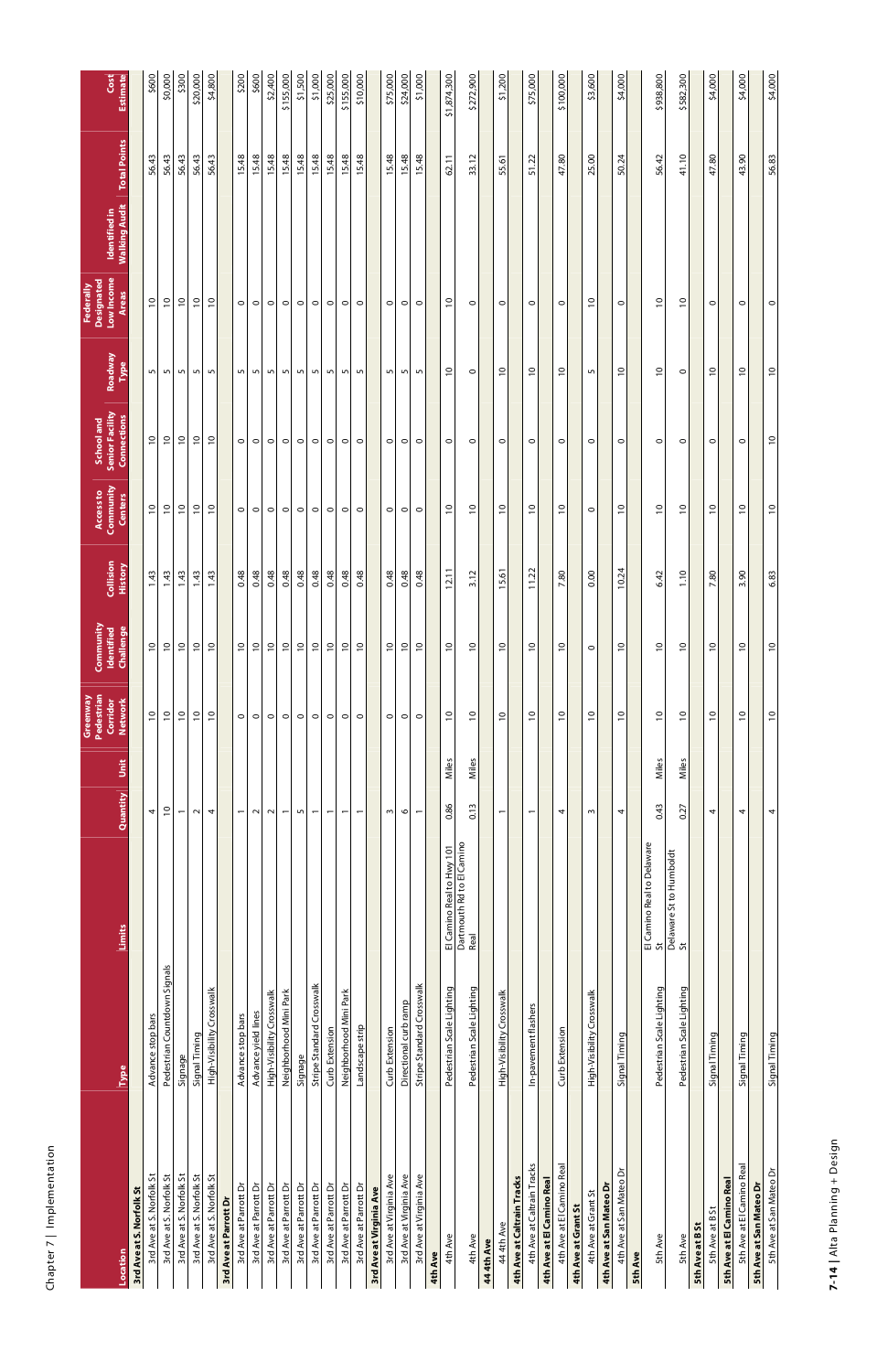| Location | Type | Limits | Quantity | Unit | Greenway Pedestrian Corridor Network | Community Identified Challenge | Collision History | Access to Community Centers | School and Senior Facility Connections | Roadway Type | Federally Designated Low Income Areas | Identified in Walking Audit | Total Points | Cost Estimate |
|---|---|---|---|---|---|---|---|---|---|---|---|---|---|---|
| **3rd Ave at S. Norfolk St** | | | | | | | | | | | | | | |
| 3rd Ave at S. Norfolk St | Advance stop bars | | 4 | | 10 | 10 | 1.43 | 10 | 10 | 5 | 10 | | 56.43 | $600 |
| 3rd Ave at S. Norfolk St | Pedestrian Countdown Signals | | 10 | | 10 | 10 | 1.43 | 10 | 10 | 5 | 10 | | 56.43 | $0,000 |
| 3rd Ave at S. Norfolk St | Signage | | 1 | | 10 | 10 | 1.43 | 10 | 10 | 5 | 10 | | 56.43 | $300 |
| 3rd Ave at S. Norfolk St | Signal Timing | | 2 | | 10 | 10 | 1.43 | 10 | 10 | 5 | 10 | | 56.43 | $20,000 |
| 3rd Ave at S. Norfolk St | High-Visibility Crosswalk | | 4 | | 10 | 10 | 1.43 | 10 | 10 | 5 | 10 | | 56.43 | $4,800 |
| **3rd Ave at Parrott Dr** | | | | | | | | | | | | | | |
| 3rd Ave at Parrott Dr | Advance stop bars | | 1 | | 0 | 10 | 0.48 | 0 | 0 | 5 | 0 | | 15.48 | $200 |
| 3rd Ave at Parrott Dr | Advance yield lines | | 2 | | 0 | 10 | 0.48 | 0 | 0 | 5 | 0 | | 15.48 | $600 |
| 3rd Ave at Parrott Dr | High-Visibility Crosswalk | | 2 | | 0 | 10 | 0.48 | 0 | 0 | 5 | 0 | | 15.48 | $2,400 |
| 3rd Ave at Parrott Dr | Neighborhood Mini Park | | 1 | | 0 | 10 | 0.48 | 0 | 0 | 5 | 0 | | 15.48 | $155,000 |
| 3rd Ave at Parrott Dr | Signage | | 5 | | 0 | 10 | 0.48 | 0 | 0 | 5 | 0 | | 15.48 | $1,500 |
| 3rd Ave at Parrott Dr | Stripe Standard Crosswalk | | 1 | | 0 | 10 | 0.48 | 0 | 0 | 5 | 0 | | 15.48 | $1,000 |
| 3rd Ave at Parrott Dr | Curb Extension | | 1 | | 0 | 10 | 0.48 | 0 | 0 | 5 | 0 | | 15.48 | $25,000 |
| 3rd Ave at Parrott Dr | Neighborhood Mini Park | | 1 | | 0 | 10 | 0.48 | 0 | 0 | 5 | 0 | | 15.48 | $155,000 |
| 3rd Ave at Parrott Dr | Landscape strip | | 1 | | 0 | 10 | 0.48 | 0 | 0 | 5 | 0 | | 15.48 | $10,000 |
| **3rd Ave at Virginia Ave** | | | | | | | | | | | | | | |
| 3rd Ave at Virginia Ave | Curb Extension | | 3 | | 0 | 10 | 0.48 | 0 | 0 | 5 | 0 | | 15.48 | $75,000 |
| 3rd Ave at Virginia Ave | Directional curb ramp | | 6 | | 0 | 10 | 0.48 | 0 | 0 | 5 | 0 | | 15.48 | $24,000 |
| 3rd Ave at Virginia Ave | Stripe Standard Crosswalk | | 1 | | 0 | 10 | 0.48 | 0 | 0 | 5 | 0 | | 15.48 | $1,000 |
| **4th Ave** | | | | | | | | | | | | | | |
| 4th Ave | Pedestrian Scale Lighting | El Camino Real to Hwy 101 | 0.86 | Miles | 10 | 10 | 12.11 | 10 | 0 | 10 | 10 | | 62.11 | $1,874,300 |
| 4th Ave | Pedestrian Scale Lighting | Dartmouth Rd to El Camino Real | 0.13 | Miles | 10 | 10 | 3.12 | 10 | 0 | 0 | 0 | | 33.12 | $272,900 |
| **44 4th Ave** | | | | | | | | | | | | | | |
| 44 4th Ave | High-Visibility Crosswalk | | 1 | | 10 | 10 | 15.61 | 10 | 0 | 10 | 0 | | 55.61 | $1,200 |
| **4th Ave at Caltrain Tracks** | | | | | | | | | | | | | | |
| 4th Ave at Caltrain Tracks | In-pavement flashers | | 1 | | 10 | 10 | 11.22 | 10 | 0 | 10 | 0 | | 51.22 | $75,000 |
| **4th Ave at El Camino Real** | | | | | | | | | | | | | | |
| 4th Ave at El Camino Real | Curb Extension | | 4 | | 10 | 10 | 7.80 | 10 | 0 | 10 | 0 | | 47.80 | $100,000 |
| **4th Ave at Grant St** | | | | | | | | | | | | | | |
| 4th Ave at Grant St | High-Visibility Crosswalk | | 3 | | 10 | 0 | 0.00 | 0 | 0 | 5 | 10 | | 25.00 | $3,600 |
| **4th Ave at San Mateo Dr** | | | | | | | | | | | | | | |
| 4th Ave at San Mateo Dr | Signal Timing | | 4 | | 10 | 10 | 10.24 | 10 | 0 | 10 | 0 | | 50.24 | $4,000 |
| **5th Ave** | | | | | | | | | | | | | | |
| 5th Ave | Pedestrian Scale Lighting | El Camino Real to Delaware St | 0.43 | Miles | 10 | 10 | 6.42 | 10 | 0 | 10 | 10 | | 56.42 | $938,800 |
| 5th Ave | Pedestrian Scale Lighting | Delaware St to Humboldt St | 0.27 | Miles | 10 | 10 | 1.10 | 10 | 0 | 0 | 10 | | 41.10 | $582,300 |
| **5th Ave at B St** | | | | | | | | | | | | | | |
| 5th Ave at B St | Signal Timing | | 4 | | 10 | 10 | 7.80 | 10 | 0 | 10 | 0 | | 47.80 | $4,000 |
| **5th Ave at El Camino Real** | | | | | | | | | | | | | | |
| 5th Ave at El Camino Real | Signal Timing | | 4 | | 10 | 10 | 3.90 | 10 | 0 | 10 | 0 | | 43.90 | $4,000 |
| **5th Ave at San Mateo Dr** | | | | | | | | | | | | | | |
| 5th Ave at San Mateo Dr | Signal Timing | | 4 | | 10 | 10 | 6.83 | 10 | 10 | 10 | 0 | | 56.83 | $4,000 |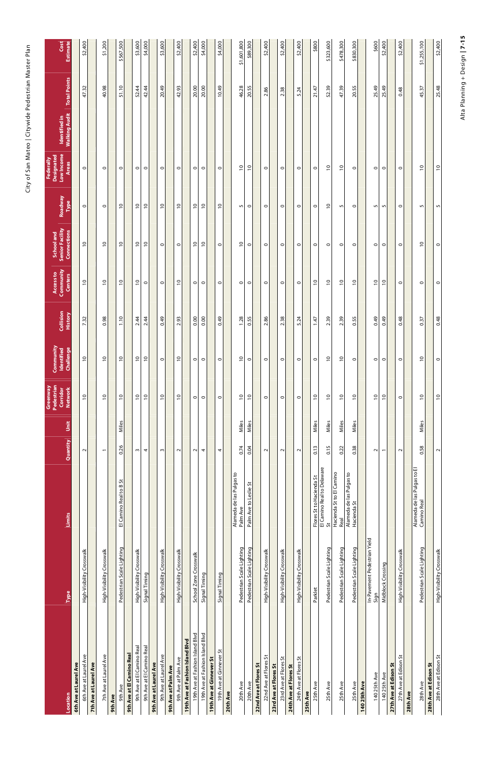| Location | Type | Limits | Quantity | Unit | Greenway Pedestrian Corridor Network | Community Identified Challenge | Collision History | Access to Community Centers | School and Senior Facility Connections | Roadway Type | Federally Designated Low Income Areas | Identified in Walking Audit | Total Points | Cost Estimate |
|---|---|---|---|---|---|---|---|---|---|---|---|---|---|---|
| **6th Ave at Laurel Ave** | | | | | | | | | | | | | | |
| 6th Ave at Laurel Ave | High-Visibility Crosswalk | | 2 | | 10 | 10 | 7.32 | 10 | 10 | 0 | 0 | | 47.32 | $2,400 |
| **7th Ave at Laurel Ave** | | | | | | | | | | | | | | |
| 7th Ave at Laurel Ave | High-Visibility Crosswalk | | 1 | | 10 | 10 | 0.98 | 10 | 10 | 0 | 0 | | 40.98 | $1,200 |
| **9th Ave** | | | | | | | | | | | | | | |
| 9th Ave | Pedestrian Scale Lighting | El Camino Real to B St | 0.26 | Miles | 10 | 10 | 1.10 | 10 | 10 | 10 | 0 | | 51.10 | $567,500 |
| **9th Ave at El Camino Real** | | | | | | | | | | | | | | |
| 9th Ave at El Camino Real | High-Visibility Crosswalk | | 3 | | 10 | 10 | 2.44 | 10 | 10 | 10 | 0 | | 52.44 | $3,600 |
| 9th Ave at El Camino Real | Signal Timing | | 4 | | 10 | 10 | 2.44 | 0 | 10 | 10 | 0 | | 42.44 | $4,000 |
| **9th Ave at Laurel Ave** | | | | | | | | | | | | | | |
| 9th Ave at Laurel Ave | High-Visibility Crosswalk | | 3 | | 10 | 0 | 0.49 | 0 | 0 | 10 | 0 | | 20.49 | $3,600 |
| **9th Ave at Palm Ave** | | | | | | | | | | | | | | |
| 9th Ave at Palm Ave | High-Visibility Crosswalk | | 2 | | 10 | 10 | 2.93 | 10 | 0 | 10 | 0 | | 42.93 | $2,400 |
| **19th Ave at Fashion Island Blvd** | | | | | | | | | | | | | | |
| 19th Ave at Fashion Island Blvd | School Zone Crosswalk | | 2 | | 0 | 0 | 0.00 | 0 | 10 | 10 | 0 | | 20.00 | $2,400 |
| 19th Ave at Fashion Island Blvd | Signal Timing | | 4 | | 0 | 0 | 0.00 | 0 | 10 | 10 | 0 | | 20.00 | $4,000 |
| **19th Ave at Ginnever St** | | | | | | | | | | | | | | |
| 19th Ave at Ginnever St | Signal Timing | | 4 | | 0 | 0 | 0.49 | 0 | 0 | 10 | 0 | | 10.49 | $4,000 |
| **20th Ave** | | | | | | | | | | | | | | |
| 20th Ave | Pedestrian Scale Lighting | Alameda de las Pulgas to Palm Ave | 0.74 | Miles | 10 | 10 | 1.28 | 0 | 10 | 5 | 10 | | 46.28 | $1,601,800 |
| 20th Ave | Pedestrian Scale Lighting | Palm Ave to Leslie St | 0.04 | Miles | 10 | 0 | 0.55 | 0 | 0 | 0 | 10 | | 20.55 | $89,300 |
| **22nd Ave at Flores St** | | | | | | | | | | | | | | |
| 22nd Ave at Flores St | High-Visibility Crosswalk | | 2 | | 0 | 0 | 2.86 | 0 | 0 | 0 | 0 | | 2.86 | $2,400 |
| **23rd Ave at Flores St** | | | | | | | | | | | | | | |
| 23rd Ave at Flores St | High-Visibility Crosswalk | | 2 | | 0 | 0 | 2.38 | 0 | 0 | 0 | 0 | | 2.38 | $2,400 |
| **24th Ave at Flores St** | | | | | | | | | | | | | | |
| 24th Ave at Flores St | High-Visibility Crosswalk | | 2 | | 0 | 0 | 5.24 | 0 | 0 | 0 | 0 | | 5.24 | $2,400 |
| **25th Ave** | | | | | | | | | | | | | | |
| 25th Ave | Parklet | Flores St to Hacienda St | 0.13 | Miles | 10 | 0 | 1.47 | 10 | 0 | 0 | 0 | | 21.47 | $800 |
| 25th Ave | Pedestrian Scale Lighting | El Camino Real to Delaware St | 0.15 | Miles | 10 | 10 | 2.39 | 10 | 0 | 10 | 10 | | 52.39 | $323,600 |
| 25th Ave | Pedestrian Scale Lighting | Hacienda St to El Camino Real | 0.22 | Miles | 10 | 10 | 2.39 | 10 | 0 | 5 | 10 | | 47.39 | $478,300 |
| 25th Ave | Pedestrian Scale Lighting | Alameda de las Pulgas to Hacienda St | 0.38 | Miles | 10 | 0 | 0.55 | 10 | 0 | 0 | 0 | | 20.55 | $830,300 |
| **140 25th Ave** | | | | | | | | | | | | | | |
| 140 25th Ave | In-Pavement Pedestrian Yield Sign | | 2 | | 10 | 0 | 0.49 | 10 | 0 | 5 | 0 | | 25.49 | $600 |
| 140 25th Ave | Midblock Crossing | | 1 | | 10 | 0 | 0.49 | 10 | 0 | 5 | 0 | | 25.49 | $2,400 |
| **27th Ave at Edison St** | | | | | | | | | | | | | | |
| 27th Ave at Edison St | High-Visibility Crosswalk | | 2 | | 0 | 0 | 0.48 | 0 | 0 | 0 | 0 | | 0.48 | $2,400 |
| **28th Ave** | | | | | | | | | | | | | | |
| 28th Ave | Pedestrian Scale Lighting | Alameda de las Pulgas to El Camino Real | 0.58 | Miles | 10 | 10 | 0.37 | 0 | 10 | 5 | 10 | | 45.37 | $1,255,100 |
| **28th Ave at Edison St** | | | | | | | | | | | | | | |
| 28th Ave at Edison St | High-Visibility Crosswalk | | 2 | | 10 | 0 | 0.48 | 0 | 0 | 5 | 10 | | 25.48 | $2,400 |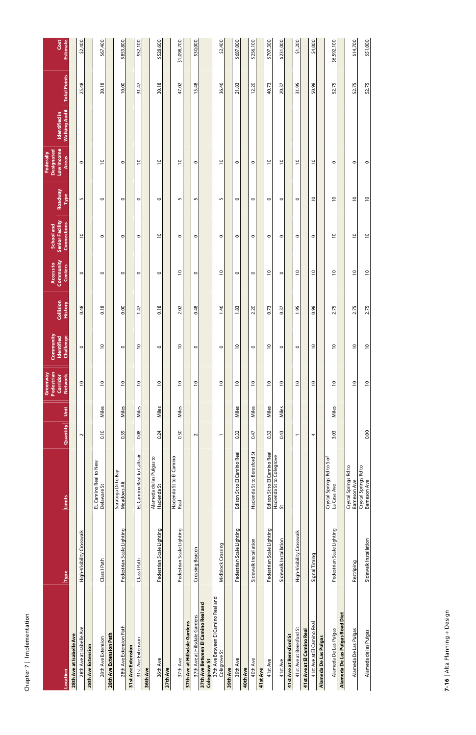| Location | Type | Limits | Quantity | Unit | Greenway Pedestrian Corridor Network | Community Identified Challenge | Collision History | Access to Community Centers | School and Senior Facility Connections | Roadway Type | Federally Designated Low Income Areas | Identified in Walking Audit | Total Points | Cost Estimate |
|---|---|---|---|---|---|---|---|---|---|---|---|---|---|---|
| **28th Ave at Isabelle Ave** | | | | | | | | | | | | | | |
| 28th Ave at Isabelle Ave | High-Visibility Crosswalk | | 2 | | 10 | 0 | 0.48 | 0 | 10 | 5 | 0 | | 25.48 | $2,400 |
| **28th Ave Extension** | | | | | | | | | | | | | | |
| 28th Ave Extension | Class I Path | EL Camino Real to New Delaware St | 0.10 | Miles | 10 | 10 | 0.18 | 0 | 0 | 0 | 10 | | 30.18 | $67,400 |
| **28th Ave Extension Path** | | | | | | | | | | | | | | |
| 28th Ave Extension Path | Pedestrian Scale Lighting | Saratoga Dr to Bay Meadows Alt | 0.39 | Miles | 10 | 0 | 0.00 | 0 | 0 | 0 | 0 | | 10.00 | $853,800 |
| **31st Ave Extension** | | | | | | | | | | | | | | |
| 31st Ave Extension | Class I Path | EL Camino Real to Caltrain | 0.08 | Miles | 10 | 10 | 1.47 | 0 | 0 | 0 | 10 | | 31.47 | $52,100 |
| **36th Ave** | | | | | | | | | | | | | | |
| 36th Ave | Pedestrian Scale Lighting | Alameda de las Pulgas to Hacienda St | 0.24 | Miles | 10 | 0 | 0.18 | 0 | 10 | 0 | 10 | | 30.18 | $528,600 |
| **37th Ave** | | | | | | | | | | | | | | |
| 37th Ave | Pedestrian Scale Lighting | Hacienda St to El Camino Real | 0.50 | Miles | 10 | 10 | 2.02 | 10 | 0 | 5 | 10 | | 47.02 | $1,098,700 |
| **37th Ave at Hillsdale Gardens** | | | | | | | | | | | | | | |
| 37th Ave at Hillsdale Gardens | Crossing Beacon | | 2 | | 10 | 0 | 0.48 | 0 | 0 | 5 | 0 | | 15.48 | $30,000 |
| **37th Ave Between El Camino Real and Colegrove St** | | | | | | | | | | | | | | |
| 37th Ave Between El Camino Real and Colegrove St | Midblock Crossing | | 1 | | 10 | 0 | 1.46 | 10 | 0 | 5 | 10 | | 36.46 | $2,400 |
| **39th Ave** | | | | | | | | | | | | | | |
| 39th Ave | Pedestrian Scale Lighting | Edison St to El Camino Real | 0.32 | Miles | 10 | 10 | 1.83 | 0 | 0 | 0 | 0 | | 21.83 | $687,000 |
| **40th Ave** | | | | | | | | | | | | | | |
| 40th Ave | Sidewalk Installation | Hacienda St to Beresford St | 0.47 | Miles | 10 | 0 | 2.20 | 0 | 0 | 0 | 0 | | 12.20 | $256,100 |
| **41st Ave** | | | | | | | | | | | | | | |
| 41st Ave | Pedestrian Scale Lighting | Edison St to El Camino Real | 0.32 | Miles | 10 | 10 | 0.73 | 10 | 0 | 0 | 10 | | 40.73 | $707,300 |
| 41st Ave | Sidewalk Installation | Hacienda St to Colegrove St | 0.43 | Miles | 10 | 0 | 0.37 | 0 | 0 | 0 | 10 | | 20.37 | $231,000 |
| **41st Ave at Beresford St** | | | | | | | | | | | | | | |
| 41st Ave at Beresford St | High-Visibility Crosswalk | | 1 | | 10 | 0 | 1.95 | 10 | 0 | 0 | 10 | | 31.95 | $1,200 |
| **41st Ave at El Camino Real** | | | | | | | | | | | | | | |
| 41st Ave at El Camino Real | Signal Timing | | 4 | | 10 | 10 | 0.98 | 10 | 0 | 10 | 10 | | 50.98 | $4,000 |
| **Alameda De Las Pulgas** | | | | | | | | | | | | | | |
| Alameda De Las Pulgas | Pedestrian Scale Lighting | Crystal Springs Rd to S of La Casa Ave | 3.03 | Miles | 10 | 10 | 2.75 | 10 | 10 | 10 | 0 | | 52.75 | $6,592,100 |
| **Alameda De Las Pulgas Road Diet** | | | | | | | | | | | | | | |
| Alameda De Las Pulgas | Restriping | Crystal Springs Rd to Barneson Ave | | | 10 | 10 | 2.75 | 10 | 10 | 10 | 0 | | 52.75 | $14,700 |
| Alameda de las Pulgas | Sidewalk Installation | Crystal Springs Rd to Barneson Ave | 0.00 | | 10 | 10 | 2.75 | 10 | 10 | 10 | 0 | | 52.75 | $51,000 |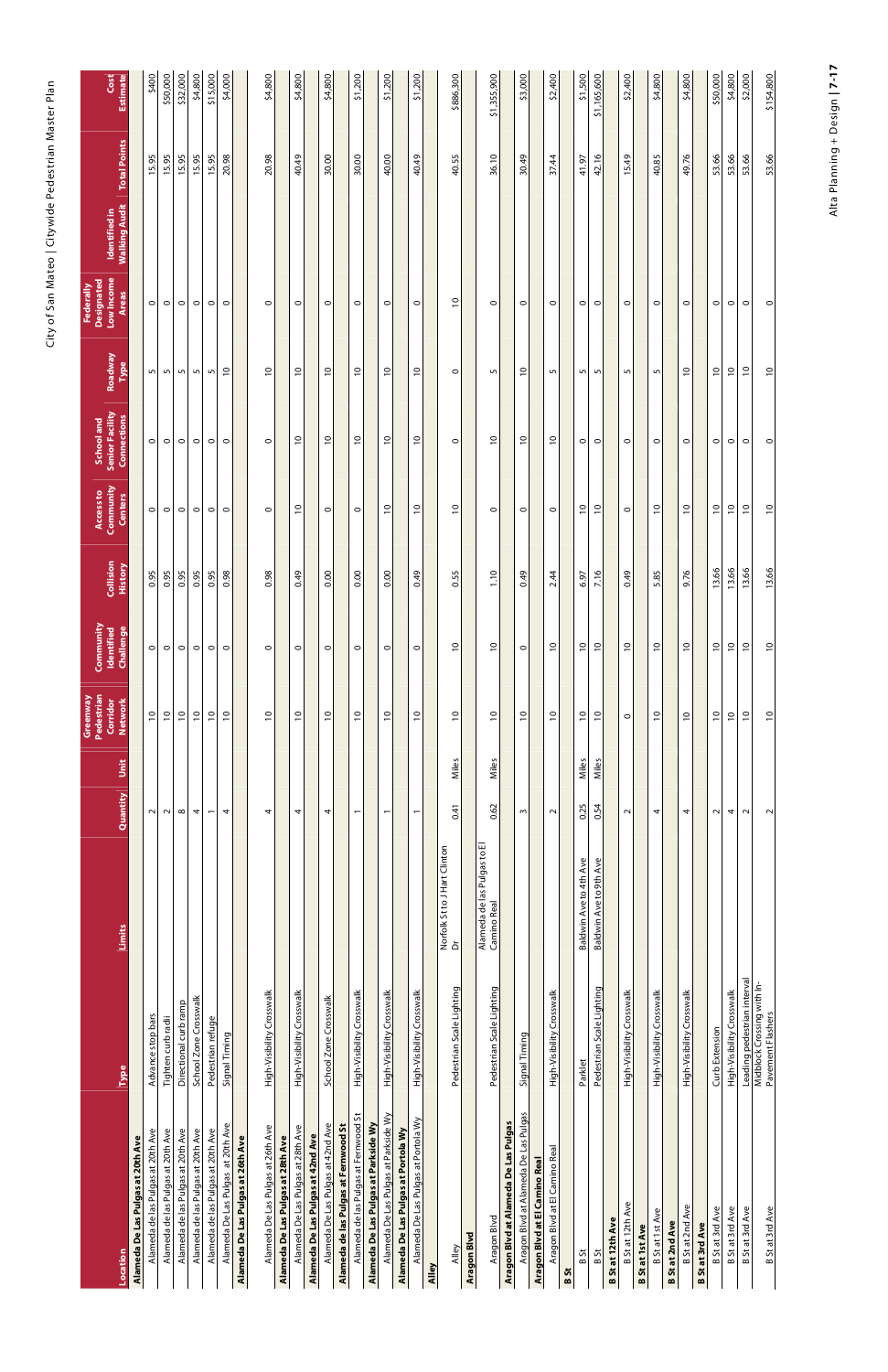| Location | Type | Limits | Quantity | Unit | Greenway Pedestrian Corridor Network | Community Identified Challenge | Collision History | Access to Community Centers | School and Senior Facility Connections | Roadway Type | Federally Designated Low Income Areas | Identified in Walking Audit | Total Points | Cost Estimate |
|---|---|---|---|---|---|---|---|---|---|---|---|---|---|---|
| **Alameda De Las Pulgas at 20th Ave** | | | | | | | | | | | | | | |
| Alameda de las Pulgas at 20th Ave | Advance stop bars | | 2 | | 10 | 0 | 0.95 | 0 | 0 | 5 | 0 | | 15.95 | $400 |
| Alameda de las Pulgas at 20th Ave | Tighten curb radii | | 2 | | 10 | 0 | 0.95 | 0 | 0 | 5 | 0 | | 15.95 | $50,000 |
| Alameda de las Pulgas at 20th Ave | Directional curb ramp | | 8 | | 10 | 0 | 0.95 | 0 | 0 | 5 | 0 | | 15.95 | $32,000 |
| Alameda de las Pulgas at 20th Ave | School Zone Crosswalk | | 4 | | 10 | 0 | 0.95 | 0 | 0 | 5 | 0 | | 15.95 | $4,800 |
| Alameda de las Pulgas at 20th Ave | Pedestrian refuge | | 1 | | 10 | 0 | 0.95 | 0 | 0 | 5 | 0 | | 15.95 | $15,000 |
| Alameda De Las Pulgas at 20th Ave | Signal Timing | | 4 | | 10 | 0 | 0.98 | 0 | 0 | 10 | 0 | | 20.98 | $4,000 |
| **Alameda De Las Pulgas at 26th Ave** | | | | | | | | | | | | | | |
| Alameda De Las Pulgas at 26th Ave | High-Visibility Crosswalk | | 4 | | 10 | 0 | 0.98 | 0 | 0 | 10 | 0 | | 20.98 | $4,800 |
| **Alameda De Las Pulgas at 28th Ave** | | | | | | | | | | | | | | |
| Alameda De Las Pulgas at 28th Ave | High-Visibility Crosswalk | | 4 | | 10 | 0 | 0.49 | 10 | 10 | 10 | 0 | | 40.49 | $4,800 |
| **Alameda De Las Pulgas at 42nd Ave** | | | | | | | | | | | | | | |
| Alameda De Las Pulgas at 42nd Ave | School Zone Crosswalk | | 4 | | 10 | 0 | 0.00 | 0 | 10 | 10 | 0 | | 30.00 | $4,800 |
| **Alameda de las Pulgas at Fernwood St** | | | | | | | | | | | | | | |
| Alameda de las Pulgas at Fernwood St | High-Visibility Crosswalk | | 1 | | 10 | 0 | 0.00 | 0 | 10 | 10 | 0 | | 30.00 | $1,200 |
| **Alameda De Las Pulgas at Parkside Wy** | | | | | | | | | | | | | | |
| Alameda De Las Pulgas at Parkside Wy | High-Visibility Crosswalk | | 1 | | 10 | 0 | 0.00 | 10 | 10 | 10 | 0 | | 40.00 | $1,200 |
| **Alameda De Las Pulgas at Portola Wy** | | | | | | | | | | | | | | |
| Alameda De Las Pulgas at Portola Wy | High-Visibility Crosswalk | | 1 | | 10 | 0 | 0.49 | 10 | 10 | 10 | 0 | | 40.49 | $1,200 |
| **Alley** | | | | | | | | | | | | | | |
| Alley | Pedestrian Scale Lighting | Norfolk St to J Hart Clinton Dr | 0.41 | Miles | 10 | 10 | 0.55 | 10 | 0 | 0 | 10 | | 40.55 | $886,300 |
| **Aragon Blvd** | | | | | | | | | | | | | | |
| Aragon Blvd | Pedestrian Scale Lighting | Alameda de las Pulgas to El Camino Real | 0.62 | Miles | 10 | 10 | 1.10 | 0 | 10 | 5 | 0 | | 36.10 | $1,355,900 |
| **Aragon Blvd at Alameda De Las Pulgas** | | | | | | | | | | | | | | |
| Aragon Blvd at Alameda De Las Pulgas | Signal Timing | | 3 | | 10 | 0 | 0.49 | 0 | 10 | 10 | 0 | | 30.49 | $3,000 |
| **Aragon Blvd at El Camino Real** | | | | | | | | | | | | | | |
| Aragon Blvd at El Camino Real | High-Visibility Crosswalk | | 2 | | 10 | 10 | 2.44 | 0 | 10 | 5 | 0 | | 37.44 | $2,400 |
| **B St** | | | | | | | | | | | | | | |
| B St | Parklet | Baldwin Ave to 4th Ave | 0.25 | Miles | 10 | 10 | 6.97 | 10 | 0 | 5 | 0 | | 41.97 | $1,500 |
| B St | Pedestrian Scale Lighting | Baldwin Ave to 9th Ave | 0.54 | Miles | 10 | 10 | 7.16 | 10 | 0 | 5 | 0 | | 42.16 | $1,165,600 |
| **B St at 12th Ave** | | | | | | | | | | | | | | |
| B St at 12th Ave | High-Visibility Crosswalk | | 2 | | 0 | 10 | 0.49 | 0 | 0 | 5 | 0 | | 15.49 | $2,400 |
| **B St at 1st Ave** | | | | | | | | | | | | | | |
| B St at 1st Ave | High-Visibility Crosswalk | | 4 | | 10 | 10 | 5.85 | 10 | 0 | 5 | 0 | | 40.85 | $4,800 |
| **B St at 2nd Ave** | | | | | | | | | | | | | | |
| B St at 2nd Ave | High-Visibility Crosswalk | | 4 | | 10 | 10 | 9.76 | 10 | 0 | 10 | 0 | | 49.76 | $4,800 |
| **B St at 3rd Ave** | | | | | | | | | | | | | | |
| B St at 3rd Ave | Curb Extension | | 2 | | 10 | 10 | 13.66 | 10 | 0 | 10 | 0 | | 53.66 | $50,000 |
| B St at 3rd Ave | High-Visibility Crosswalk | | 4 | | 10 | 10 | 13.66 | 10 | 0 | 10 | 0 | | 53.66 | $4,800 |
| B St at 3rd Ave | Leading pedestrian interval | | 2 | | 10 | 10 | 13.66 | 10 | 0 | 10 | 0 | | 53.66 | $2,000 |
| B St at 3rd Ave | Midblock Crossing with In-Pavement Flashers | | 2 | | 10 | 10 | 13.66 | 10 | 0 | 10 | 0 | | 53.66 | $154,800 |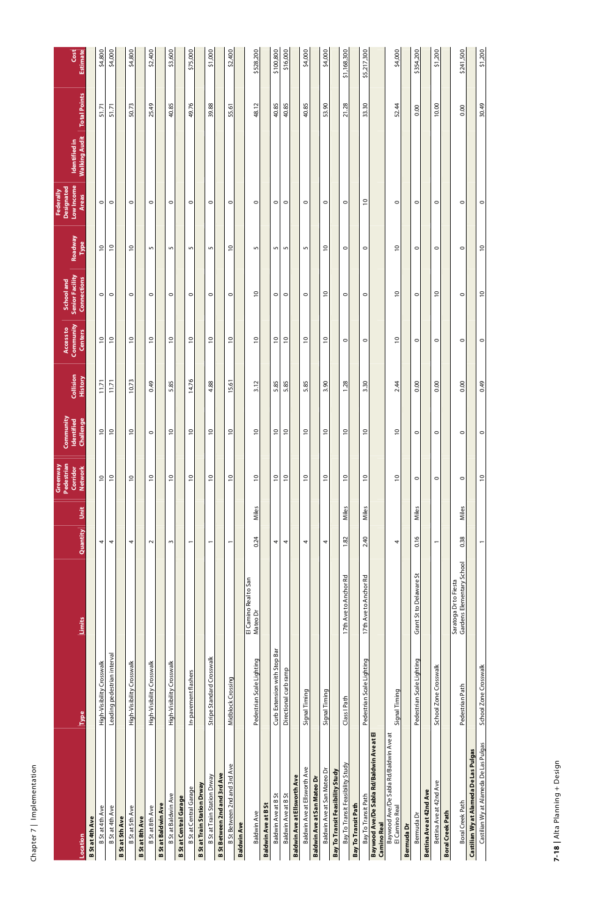| Location | Type | Limits | Quantity | Unit | Greenway Pedestrian Corridor Network | Community Identified Challenge | Collision History | Access to Community Centers | School and Senior Facility Connections | Roadway Type | Federally Designated Low Income Areas | Identified in Walking Audit | Total Points | Cost Estimate |
|---|---|---|---|---|---|---|---|---|---|---|---|---|---|---|
| **B St at 4th Ave** | | | | | | | | | | | | | | |
| B St at 4th Ave | High-Visibility Crosswalk | | 4 | | 10 | 10 | 11.71 | 10 | 0 | 10 | 0 | | 51.71 | $4,800 |
| B St at 4th Ave | Leading pedestrian interval | | 4 | | 10 | 10 | 11.71 | 10 | 0 | 10 | 0 | | 51.71 | $4,000 |
| **B St at 5th Ave** | | | | | | | | | | | | | | |
| B St at 5th Ave | High-Visibility Crosswalk | | 4 | | 10 | 10 | 10.73 | 10 | 0 | 10 | 0 | | 50.73 | $4,800 |
| **B St at 8th Ave** | | | | | | | | | | | | | | |
| B St at 8th Ave | High-Visibility Crosswalk | | 2 | | 10 | 0 | 0.49 | 10 | 0 | 5 | 0 | | 25.49 | $2,400 |
| **B St at Baldwin Ave** | | | | | | | | | | | | | | |
| B St at Baldwin Ave | High-Visibility Crosswalk | | 3 | | 10 | 10 | 5.85 | 10 | 0 | 5 | 0 | | 40.85 | $3,600 |
| **B St at Central Garage** | | | | | | | | | | | | | | |
| B St at Central Garage | In-pavement flashers | | 1 | | 10 | 10 | 14.76 | 10 | 0 | 5 | 0 | | 49.76 | $75,000 |
| **B St at Train Station Drway** | | | | | | | | | | | | | | |
| B St at Train Station Drway | Stripe Standard Crosswalk | | 1 | | 10 | 10 | 4.88 | 10 | 0 | 5 | 0 | | 39.88 | $1,000 |
| **B St Between 2nd and 3rd Ave** | | | | | | | | | | | | | | |
| B St Between 2nd and 3rd Ave | Midblock Crossing | | 1 | | 10 | 10 | 15.61 | 10 | 0 | 10 | 0 | | 55.61 | $2,400 |
| **Baldwin Ave** | | | | | | | | | | | | | | |
| Baldwin Ave | Pedestrian Scale Lighting | El Camino Real to San Mateo Dr | 0.24 | Miles | 10 | 10 | 3.12 | 10 | 10 | 5 | 0 | | 48.12 | $528,200 |
| **Baldwin Ave at B St** | | | | | | | | | | | | | | |
| Baldwin Ave at B St | Curb Extension with Stop Bar | | 4 | | 10 | 10 | 5.85 | 10 | 0 | 5 | 0 | | 40.85 | $100,800 |
| Baldwin Ave at B St | Directional curb ramp | | 4 | | 10 | 10 | 5.85 | 10 | 0 | 5 | 0 | | 40.85 | $16,000 |
| **Baldwin Ave at Ellsworth Ave** | | | | | | | | | | | | | | |
| Baldwin Ave at Ellsworth Ave | Signal Timing | | 4 | | 10 | 10 | 5.85 | 10 | 0 | 5 | 0 | | 40.85 | $4,000 |
| **Baldwin Ave at San Mateo Dr** | | | | | | | | | | | | | | |
| Baldwin Ave at San Mateo Dr | Signal Timing | | 4 | | 10 | 10 | 3.90 | 10 | 10 | 10 | 0 | | 53.90 | $4,000 |
| **Bay To Transit Feasibility Study** | | | | | | | | | | | | | | |
| Bay To Transit Feasibility Study | Class I Path | 17th Ave to Anchor Rd | 1.82 | Miles | 10 | 10 | 1.28 | 0 | 0 | 0 | 0 | | 21.28 | $1,168,300 |
| **Bay To Transit Path** | | | | | | | | | | | | | | |
| Bay To Transit Path | Pedestrian Scale Lighting | 17th Ave to Anchor Rd | 2.40 | Miles | 10 | 10 | 3.30 | 0 | 0 | 0 | 10 | | 33.30 | $5,217,300 |
| **Baywood Ave/De Sabla Rd/Baldwin Ave at El Camino Real** | | | | | | | | | | | | | | |
| Baywood Ave/De Sabla Rd/Baldwin Ave at El Camino Real | Signal Timing | | 4 | | 10 | 10 | 2.44 | 10 | 10 | 10 | 0 | | 52.44 | $4,000 |
| **Bermuda Dr** | | | | | | | | | | | | | | |
| Bermuda Dr | Pedestrian Scale Lighting | Grant St to Delaware St | 0.16 | Miles | 0 | 0 | 0.00 | 0 | 0 | 0 | 0 | | 0.00 | $354,200 |
| **Bettina Ave at 42nd Ave** | | | | | | | | | | | | | | |
| Bettina Ave at 42nd Ave | School Zone Crosswalk | | 1 | | 0 | 0 | 0.00 | 0 | 10 | 0 | 0 | | 10.00 | $1,200 |
| **Boral Creek Path** | | | | | | | | | | | | | | |
| Boral Creek Path | Pedestrian Path | Saratoga Dr to Fiesta Gardens Elementary School | 0.38 | Miles | 0 | 0 | 0.00 | 0 | 0 | 0 | 0 | | 0.00 | $241,500 |
| **Castilian Wy at Alameda De Las Pulgas** | | | | | | | | | | | | | | |
| Castilian Wy at Alameda De Las Pulgas | School Zone Crosswalk | | 1 | | 10 | 0 | 0.49 | 0 | 10 | 10 | 0 | | 30.49 | $1,200 |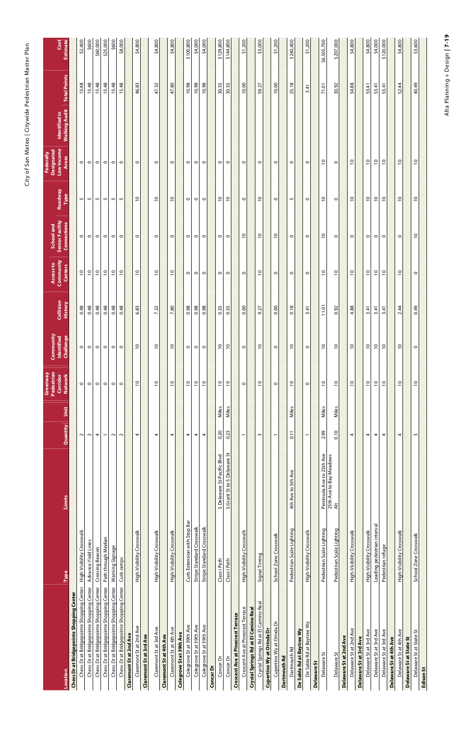| Location | Type | Limits | Quantity | Unit | Greenway Pedestrian Corridor Network | Community Identified Challenge | Collision History | Access to Community Centers | School and Senior Facility Connections | Roadway Type | Federally Designated Low Income Areas | Identified in Walking Audit | Total Points | Cost Estimate |
|---|---|---|---|---|---|---|---|---|---|---|---|---|---|---|
| **Chess Dr at Bridgepointe Shopping Center** | | | | | | | | | | | | | | |
| Chess Dr at Bridgepointe Shopping Center | High-Visibility Crosswalk | | 2 | | 0 | 0 | 0.48 | 10 | 0 | 5 | 0 | | 15.48 | $2,400 |
| Chess Dr at Bridgepointe Shopping Center | Advance Yield Lines | | 2 | | 0 | 0 | 0.48 | 10 | 0 | 5 | 0 | | 15.48 | $600 |
| Chess Dr at Bridgepointe Shopping Center | Crossing Beacon | | 4 | | 0 | 0 | 0.48 | 10 | 0 | 5 | 0 | | 15.48 | $60,000 |
| Chess Dr at Bridgepointe Shopping Center | Path through Median | | 1 | | 0 | 0 | 0.48 | 10 | 0 | 5 | 0 | | 15.48 | $25,000 |
| Chess Dr at Bridgepointe Shopping Center | Warning Signage | | 2 | | 0 | 0 | 0.48 | 10 | 0 | 5 | 0 | | 15.48 | $600 |
| Chess Dr at Bridgepointe Shopping Center | Curb ramps | | 2 | | 0 | 0 | 0.48 | 10 | 0 | 5 | 0 | | 15.48 | $8,000 |
| **Claremont St at 2nd Ave** | | | | | | | | | | | | | | |
| Claremont St at 2nd Ave | High-Visibility Crosswalk | | 4 | | 10 | 10 | 6.83 | 10 | 0 | 10 | 0 | | 46.83 | $4,800 |
| **Claremont St at 3rd Ave** | | | | | | | | | | | | | | |
| Claremont St at 3rd Ave | High-Visibility Crosswalk | | 4 | | 10 | 10 | 7.32 | 10 | 0 | 10 | 0 | | 47.32 | $4,800 |
| **Claremont St at 4th Ave** | | | | | | | | | | | | | | |
| Claremont St at 4th Ave | High-Visibility Crosswalk | | 4 | | 10 | 10 | 7.80 | 10 | 0 | 10 | 0 | | 47.80 | $4,800 |
| **Colegrove St at 39th Ave** | | | | | | | | | | | | | | |
| Colegrove St at 39th Ave | Curb Extension with Stop Bar | | 4 | | 10 | 0 | 0.98 | 0 | 0 | 0 | 0 | | 10.98 | $100,800 |
| Colegrove St at 39th Ave | Stripe Standard Crosswalk | | 4 | | 10 | 0 | 0.98 | 0 | 0 | 0 | 0 | | 10.98 | $4,000 |
| Colegrove St at 39th Ave | Stripe Standard Crosswalk | | 4 | | 10 | 0 | 0.98 | 0 | 0 | 0 | 0 | | 10.98 | $4,000 |
| **Concar Dr** | | | | | | | | | | | | | | |
| Concar Dr | Class I Path | S Delaware St-Pacific Blvd | 0.20 | Miles | 10 | 10 | 0.55 | 0 | 0 | 10 | 0 | | 30.55 | $129,800 |
| Concar Dr | Class I Path | S Grant St to S Delaware St | 0.23 | Miles | 10 | 10 | 0.55 | 0 | 0 | 10 | 0 | | 30.55 | $144,800 |
| **Crescent Ave at Pinecrest Terrace** | | | | | | | | | | | | | | |
| Crescent Ave at Pinecrest Terrace | High-Visibility Crosswalk | | 1 | | 0 | 0 | 0.00 | 0 | 10 | 0 | 0 | | 10.00 | $1,200 |
| **Crystal Springs Rd at El Camino Real** | | | | | | | | | | | | | | |
| Crystal Springs Rd at El Camino Real | Signal Timing | | 3 | | 10 | 10 | 9.27 | 10 | 10 | 10 | 0 | | 59.27 | $3,000 |
| **Cupertino Wy at Orinda Dr** | | | | | | | | | | | | | | |
| Cupertino Wy at Orinda Dr | School Zone Crosswalk | | 1 | | 0 | 0 | 0.00 | 0 | 10 | 0 | 0 | | 10.00 | $1,200 |
| **Dartmouth Rd** | | | | | | | | | | | | | | |
| Dartmouth Rd | Pedestrian Scale Lighting | 4th Ave to 5th Ave | 0.11 | Miles | 10 | 10 | 0.18 | 0 | 0 | 5 | 0 | | 25.18 | $240,400 |
| **De Sabla Rd at Baytree Wy** | | | | | | | | | | | | | | |
| De Sabla Rd at Baytree Wy | High-Visibility Crosswalk | | 1 | | 0 | 0 | 3.41 | 0 | 0 | 0 | 0 | | 3.41 | $1,200 |
| **Delaware St** | | | | | | | | | | | | | | |
| Delaware St | Pedestrian Scale Lighting | Peninsula Ave to 25th Ave | 2.99 | Miles | 10 | 10 | 11.01 | 10 | 10 | 10 | 10 | | 71.01 | $6,503,700 |
| Delaware St | Pedestrian Scale Lighting | 25th Ave to Bay Meadows Alt | 0.10 | Miles | 10 | 10 | 0.92 | 10 | 0 | 0 | 0 | | 30.92 | $207,000 |
| **Delaware St at 2nd Ave** | | | | | | | | | | | | | | |
| Delaware St at 2nd Ave | High-Visibility Crosswalk | | 4 | | 10 | 10 | 4.88 | 10 | 0 | 10 | 10 | | 54.88 | $4,800 |
| **Delaware St at 3rd Ave** | | | | | | | | | | | | | | |
| Delaware St at 3rd Ave | High-Visibility Crosswalk | | 4 | | 10 | 10 | 3.41 | 10 | 0 | 10 | 10 | | 53.41 | $4,800 |
| Delaware St at 3rd Ave | Leading pedestrian interval | | 4 | | 10 | 10 | 3.41 | 10 | 0 | 10 | 10 | | 53.41 | $4,000 |
| Delaware St at 3rd Ave | Pedestrian refuge | | 4 | | 10 | 10 | 3.41 | 10 | 0 | 10 | 10 | | 53.41 | $120,000 |
| **Delaware St at 4th Ave** | | | | | | | | | | | | | | |
| Delaware St at 4th Ave | High-Visibility Crosswalk | | 4 | | 10 | 10 | 2.44 | 10 | 0 | 10 | 10 | | 52.44 | $4,800 |
| **Delaware St at State St** | | | | | | | | | | | | | | |
| Delaware St at State St | School Zone Crosswalk | | 3 | | 10 | 0 | 0.49 | 0 | 10 | 10 | 10 | | 40.49 | $3,600 |
| **Edison St** | | | | | | | | | | | | | | |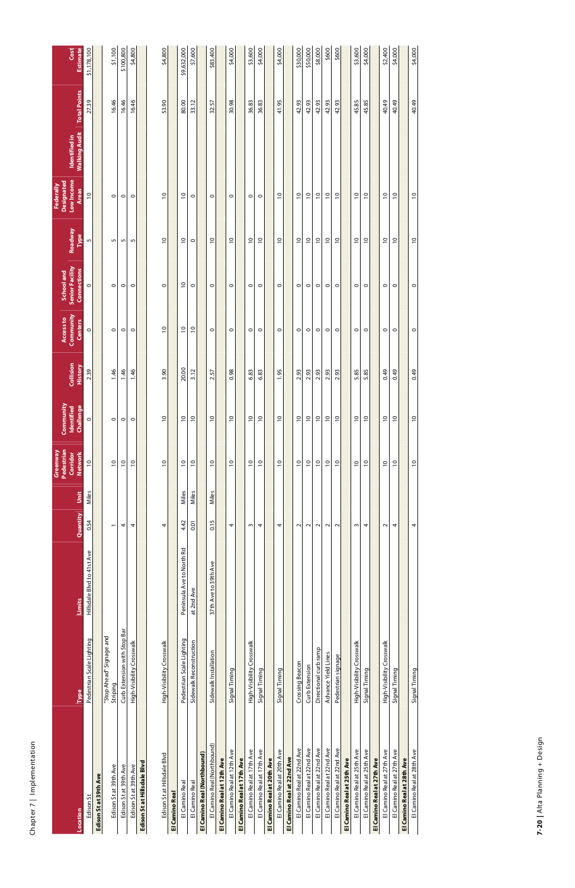| Location | Type | Limits | Quantity | Unit | Greenway Pedestrian Corridor Network | Community Identified Challenge | Collision History | Access to Community Centers | School and Senior Facility Connections | Roadway Type | Federally Designated Low Income Areas | Identified in Walking Audit | Total Points | Cost Estimate |
|---|---|---|---|---|---|---|---|---|---|---|---|---|---|---|
| Edison St | Pedestrian Scale Lighting | Hillsdale Blvd to 41st Ave | 0.54 | Miles | 10 | 0 | 2.39 | 0 | 0 | 5 | 10 | | 27.39 | $1,178,100 |
| **Edison St at 39th Ave** | | | | | | | | | | | | | | |
| Edison St at 39th Ave | "Stop Ahead" Signage and Striping | | 1 | | 10 | 0 | 1.46 | 0 | 0 | 5 | 0 | | 16.46 | $1,100 |
| Edison St at 39th Ave | Curb Extension with Stop Bar | | 4 | | 10 | 0 | 1.46 | 0 | 0 | 5 | 0 | | 16.46 | $100,800 |
| Edison St at 39th Ave | High-Visibility Crosswalk | | 4 | | 10 | 0 | 1.46 | 0 | 0 | 5 | 0 | | 16.46 | $4,800 |
| **Edison St at Hillsdale Blvd** | | | | | | | | | | | | | | |
| Edison St at Hillsdale Blvd | High-Visibility Crosswalk | | 4 | | 10 | 10 | 3.90 | 10 | 0 | 10 | 10 | | 53.90 | $4,800 |
| **El Camino Real** | | | | | | | | | | | | | | |
| El Camino Real | Pedestrian Scale Lighting | Peninsula Ave to North Rd | 4.42 | Miles | 10 | 10 | 20.00 | 10 | 10 | 10 | 10 | | 80.00 | $9,632,000 |
| El Camino Real | Sidewalk Reconstruction | at 2nd Ave | 0.01 | Miles | 10 | 10 | 3.12 | 10 | 0 | 0 | 0 | | 33.12 | $7,600 |
| **El Camino Real (Northbound)** | | | | | | | | | | | | | | |
| El Camino Real (Northbound) | Sidewalk Installation | 37th Ave to 39th Ave | 0.15 | Miles | 10 | 10 | 2.57 | 0 | 0 | 10 | 0 | | 32.57 | $83,400 |
| **El Camino Real at 12th Ave** | | | | | | | | | | | | | | |
| El Camino Real at 12th Ave | Signal Timing | | 4 | | 10 | 10 | 0.98 | 0 | 0 | 10 | 0 | | 30.98 | $4,000 |
| **El Camino Real at 17th Ave** | | | | | | | | | | | | | | |
| El Camino Real at 17th Ave | High-Visibility Crosswalk | | 3 | | 10 | 10 | 6.83 | 0 | 0 | 10 | 0 | | 36.83 | $3,600 |
| El Camino Real at 17th Ave | Signal Timing | | 4 | | 10 | 10 | 6.83 | 0 | 0 | 10 | 0 | | 36.83 | $4,000 |
| **El Camino Real at 20th Ave** | | | | | | | | | | | | | | |
| El Camino Real at 20th Ave | Signal Timing | | 4 | | 10 | 10 | 1.95 | 0 | 0 | 10 | 10 | | 41.95 | $4,000 |
| **El Camino Real at 22nd Ave** | | | | | | | | | | | | | | |
| El Camino Real at 22nd Ave | Crossing Beacon | | 2 | | 10 | 10 | 2.93 | 0 | 0 | 10 | 10 | | 42.93 | $30,000 |
| El Camino Real at 22nd Ave | Curb Extension | | 2 | | 10 | 10 | 2.93 | 0 | 0 | 10 | 10 | | 42.93 | $50,000 |
| El Camino Real at 22nd Ave | Directional curb ramp | | 2 | | 10 | 10 | 2.93 | 0 | 0 | 10 | 10 | | 42.93 | $8,000 |
| El Camino Real at 22nd Ave | Advance Yield Lines | | 2 | | 10 | 10 | 2.93 | 0 | 0 | 10 | 10 | | 42.93 | $600 |
| El Camino Real at 22nd Ave | Pedestrian signage | | 2 | | 10 | 10 | 2.93 | 0 | 0 | 10 | 10 | | 42.93 | $600 |
| **El Camino Real at 25th Ave** | | | | | | | | | | | | | | |
| El Camino Real at 25th Ave | High-Visibility Crosswalk | | 3 | | 10 | 10 | 5.85 | 0 | 0 | 10 | 10 | | 45.85 | $3,600 |
| El Camino Real at 25th Ave | Signal Timing | | 4 | | 10 | 10 | 5.85 | 0 | 0 | 10 | 10 | | 45.85 | $4,000 |
| **El Camino Real at 27th Ave** | | | | | | | | | | | | | | |
| El Camino Real at 27th Ave | High-Visibility Crosswalk | | 2 | | 10 | 10 | 0.49 | 0 | 0 | 10 | 10 | | 40.49 | $2,400 |
| El Camino Real at 27th Ave | Signal Timing | | 4 | | 10 | 10 | 0.49 | 0 | 0 | 10 | 10 | | 40.49 | $4,000 |
| **El Camino Real at 28th Ave** | | | | | | | | | | | | | | |
| El Camino Real at 28th Ave | Signal Timing | | 4 | | 10 | 10 | 0.49 | 0 | 0 | 10 | 10 | | 40.49 | $4,000 |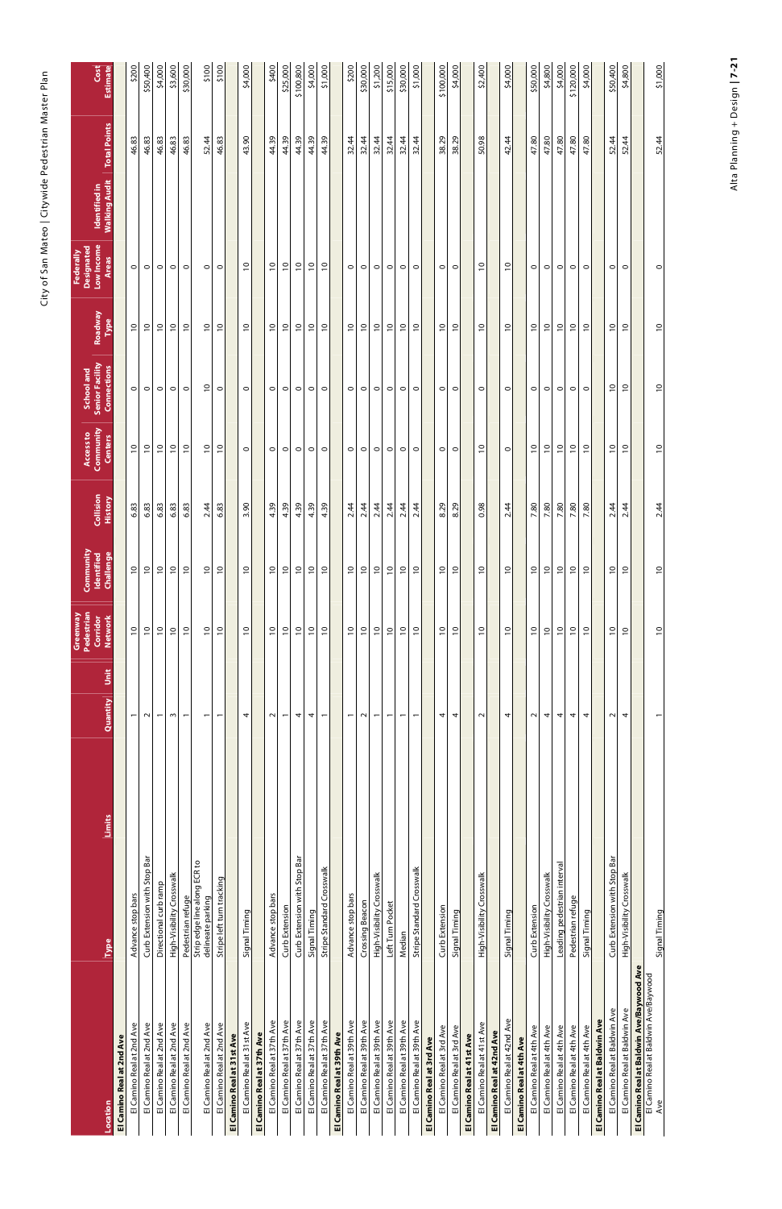| Location | Type | Limits | Quantity | Unit | Greenway Pedestrian Corridor Network | Community Identified Challenge | Collision History | Access to Community Centers | School and Senior Facility Connections | Roadway Type | Federally Designated Low Income Areas | Identified in Walking Audit | Total Points | Cost Estimate |
|---|---|---|---|---|---|---|---|---|---|---|---|---|---|---|
| **El Camino Real at 2nd Ave** | | | | | | | | | | | | | | |
| El Camino Real at 2nd Ave | Advance stop bars | | 1 | | 10 | 10 | 6.83 | 10 | 0 | 10 | 0 | | 46.83 | $200 |
| El Camino Real at 2nd Ave | Curb Extension with Stop Bar | | 2 | | 10 | 10 | 6.83 | 10 | 0 | 10 | 0 | | 46.83 | $50,400 |
| El Camino Real at 2nd Ave | Directional curb ramp | | 1 | | 10 | 10 | 6.83 | 10 | 0 | 10 | 0 | | 46.83 | $4,000 |
| El Camino Real at 2nd Ave | High-Visibility Crosswalk | | 3 | | 10 | 10 | 6.83 | 10 | 0 | 10 | 0 | | 46.83 | $3,600 |
| El Camino Real at 2nd Ave | Pedestrian refuge | | 1 | | 10 | 10 | 6.83 | 10 | 0 | 10 | 0 | | 46.83 | $30,000 |
| El Camino Real at 2nd Ave | Strip edge line along ECR to delineate parking | | 1 | | 10 | 10 | 2.44 | 10 | 10 | 10 | 0 | | 52.44 | $100 |
| El Camino Real at 2nd Ave | Stripe left turn tracking | | 1 | | 10 | 10 | 6.83 | 10 | 0 | 10 | 0 | | 46.83 | $100 |
| **El Camino Real at 31st Ave** | | | | | | | | | | | | | | |
| El Camino Real at 31st Ave | Signal Timing | | 4 | | 10 | 10 | 3.90 | 0 | 0 | 10 | 10 | | 43.90 | $4,000 |
| **El Camino Real at 37th Ave** | | | | | | | | | | | | | | |
| El Camino Real at 37th Ave | Advance stop bars | | 2 | | 10 | 10 | 4.39 | 0 | 0 | 10 | 10 | | 44.39 | $400 |
| El Camino Real at 37th Ave | Curb Extension | | 1 | | 10 | 10 | 4.39 | 0 | 0 | 10 | 10 | | 44.39 | $25,000 |
| El Camino Real at 37th Ave | Curb Extension with Stop Bar | | 4 | | 10 | 10 | 4.39 | 0 | 0 | 10 | 10 | | 44.39 | $100,800 |
| El Camino Real at 37th Ave | Signal Timing | | 4 | | 10 | 10 | 4.39 | 0 | 0 | 10 | 10 | | 44.39 | $4,000 |
| El Camino Real at 37th Ave | Stripe Standard Crosswalk | | 1 | | 10 | 10 | 4.39 | 0 | 0 | 10 | 10 | | 44.39 | $1,000 |
| **El Camino Real at 39th Ave** | | | | | | | | | | | | | | |
| El Camino Real at 39th Ave | Advance stop bars | | 1 | | 10 | 10 | 2.44 | 0 | 0 | 10 | 0 | | 32.44 | $200 |
| El Camino Real at 39th Ave | Crossing Beacon | | 2 | | 10 | 10 | 2.44 | 0 | 0 | 10 | 0 | | 32.44 | $30,000 |
| El Camino Real at 39th Ave | High-Visibility Crosswalk | | 1 | | 10 | 10 | 2.44 | 0 | 0 | 10 | 0 | | 32.44 | $1,200 |
| El Camino Real at 39th Ave | Left Turn Pocket | | 1 | | 10 | 10 | 2.44 | 0 | 0 | 10 | 0 | | 32.44 | $15,000 |
| El Camino Real at 39th Ave | Median | | 1 | | 10 | 10 | 2.44 | 0 | 0 | 10 | 0 | | 32.44 | $30,000 |
| El Camino Real at 39th Ave | Stripe Standard Crosswalk | | 1 | | 10 | 10 | 2.44 | 0 | 0 | 10 | 0 | | 32.44 | $1,000 |
| **El Camino Real at 3rd Ave** | | | | | | | | | | | | | | |
| El Camino Real at 3rd Ave | Curb Extension | | 4 | | 10 | 10 | 8.29 | 0 | 0 | 10 | 0 | | 38.29 | $100,000 |
| El Camino Real at 3rd Ave | Signal Timing | | 4 | | 10 | 10 | 8.29 | 0 | 0 | 10 | 0 | | 38.29 | $4,000 |
| **El Camino Real at 41st Ave** | | | | | | | | | | | | | | |
| El Camino Real at 41st Ave | High-Visibility Crosswalk | | 2 | | 10 | 10 | 0.98 | 10 | 0 | 10 | 10 | | 50.98 | $2,400 |
| **El Camino Real at 42nd Ave** | | | | | | | | | | | | | | |
| El Camino Real at 42nd Ave | Signal Timing | | 4 | | 10 | 10 | 2.44 | 0 | 0 | 10 | 10 | | 42.44 | $4,000 |
| **El Camino Real at 4th Ave** | | | | | | | | | | | | | | |
| El Camino Real at 4th Ave | Curb Extension | | 2 | | 10 | 10 | 7.80 | 10 | 0 | 10 | 0 | | 47.80 | $50,000 |
| El Camino Real at 4th Ave | High-Visibility Crosswalk | | 4 | | 10 | 10 | 7.80 | 10 | 0 | 10 | 0 | | 47.80 | $4,800 |
| El Camino Real at 4th Ave | Leading pedestrian interval | | 4 | | 10 | 10 | 7.80 | 10 | 0 | 10 | 0 | | 47.80 | $4,000 |
| El Camino Real at 4th Ave | Pedestrian refuge | | 4 | | 10 | 10 | 7.80 | 10 | 0 | 10 | 0 | | 47.80 | $120,000 |
| El Camino Real at 4th Ave | Signal Timing | | 4 | | 10 | 10 | 7.80 | 10 | 0 | 10 | 0 | | 47.80 | $4,000 |
| **El Camino Real at Baldwin Ave** | | | | | | | | | | | | | | |
| El Camino Real at Baldwin Ave | Curb Extension with Stop Bar | | 2 | | 10 | 10 | 2.44 | 10 | 10 | 10 | 0 | | 52.44 | $50,400 |
| El Camino Real at Baldwin Ave | High-Visibility Crosswalk | | 4 | | 10 | 10 | 2.44 | 10 | 10 | 10 | 0 | | 52.44 | $4,800 |
| **El Camino Real at Baldwin Ave/Baywood Ave** | | | | | | | | | | | | | | |
| El Camino Real at Baldwin Ave/Baywood Ave | Signal Timing | | 1 | | 10 | 10 | 2.44 | 10 | 10 | 10 | 0 | | 52.44 | $1,000 |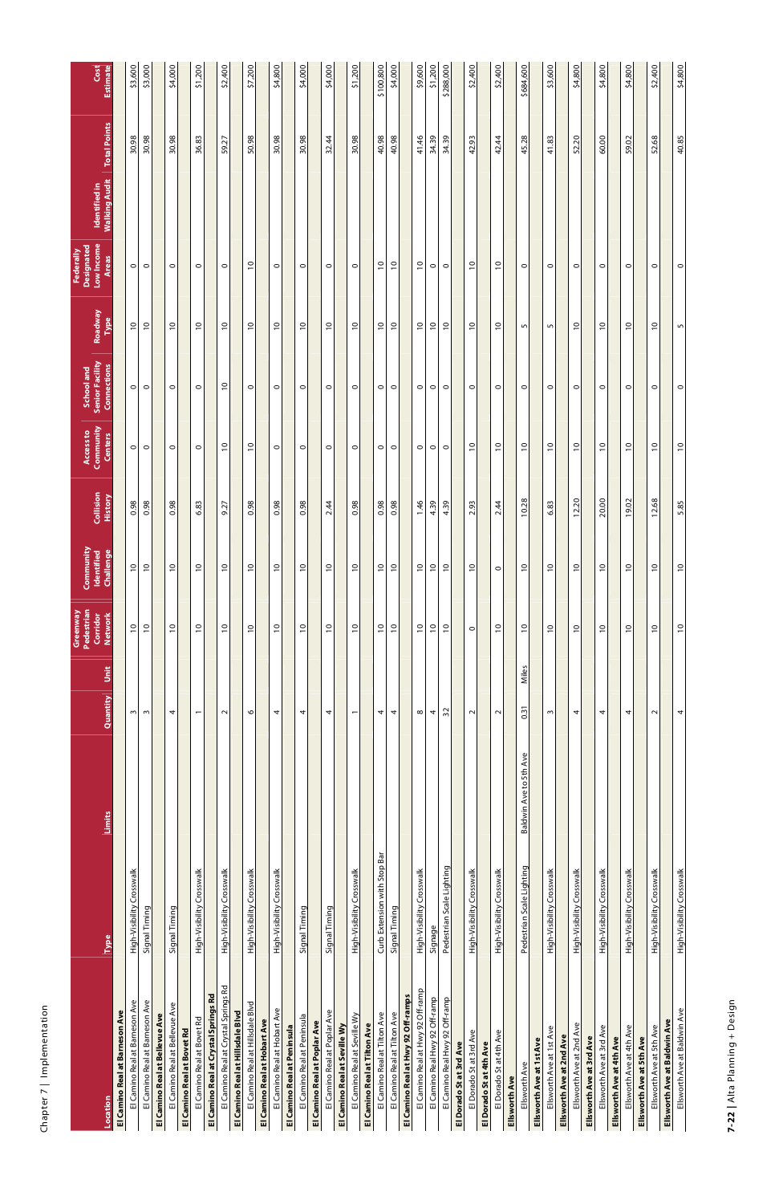| Location | Type | Limits | Quantity | Unit | Greenway Pedestrian Corridor Network | Community Identified Challenge | Collision History | Access to Community Centers | School and Senior Facility Connections | Roadway Type | Federally Designated Low Income Areas | Identified in Walking Audit | Total Points | Cost Estimate |
|---|---|---|---|---|---|---|---|---|---|---|---|---|---|---|
| **El Camino Real at Barneson Ave** | | | | | | | | | | | | | | |
| El Camino Real at Barneson Ave | High-Visibility Crosswalk | | 3 | | 10 | 10 | 0.98 | 0 | 0 | 10 | 0 | | 30.98 | $3,600 |
| El Camino Real at Barneson Ave | Signal Timing | | 3 | | 10 | 10 | 0.98 | 0 | 0 | 10 | 0 | | 30.98 | $3,000 |
| **El Camino Real at Bellevue Ave** | | | | | | | | | | | | | | |
| El Camino Real at Bellevue Ave | Signal Timing | | 4 | | 10 | 10 | 0.98 | 0 | 0 | 10 | 0 | | 30.98 | $4,000 |
| **El Camino Real at Bovet Rd** | | | | | | | | | | | | | | |
| El Camino Real at Bovet Rd | High-Visibility Crosswalk | | 1 | | 10 | 10 | 6.83 | 0 | 0 | 10 | 0 | | 36.83 | $1,200 |
| **El Camino Real at Crystal Springs Rd** | | | | | | | | | | | | | | |
| El Camino Real at Crystal Springs Rd | High-Visibility Crosswalk | | 2 | | 10 | 10 | 9.27 | 10 | 10 | 10 | 0 | | 59.27 | $2,400 |
| **El Camino Real at Hillsdale Blvd** | | | | | | | | | | | | | | |
| El Camino Real at Hillsdale Blvd | High-Visibility Crosswalk | | 6 | | 10 | 10 | 0.98 | 10 | 0 | 10 | 10 | | 50.98 | $7,200 |
| **El Camino Real at Hobart Ave** | | | | | | | | | | | | | | |
| El Camino Real at Hobart Ave | High-Visibility Crosswalk | | 4 | | 10 | 10 | 0.98 | 0 | 0 | 10 | 0 | | 30.98 | $4,800 |
| **El Camino Real at Peninsula** | | | | | | | | | | | | | | |
| El Camino Real at Peninsula | Signal Timing | | 4 | | 10 | 10 | 0.98 | 0 | 0 | 10 | 0 | | 30.98 | $4,000 |
| **El Camino Real at Poplar Ave** | | | | | | | | | | | | | | |
| El Camino Real at Poplar Ave | Signal Timing | | 4 | | 10 | 10 | 2.44 | 0 | 0 | 10 | 0 | | 32.44 | $4,000 |
| **El Camino Real at Seville Wy** | | | | | | | | | | | | | | |
| El Camino Real at Seville Wy | High-Visibility Crosswalk | | 1 | | 10 | 10 | 0.98 | 0 | 0 | 10 | 0 | | 30.98 | $1,200 |
| **El Camino Real at Tilton Ave** | | | | | | | | | | | | | | |
| El Camino Real at Tilton Ave | Curb Extension with Stop Bar | | 4 | | 10 | 10 | 0.98 | 0 | 0 | 10 | 10 | | 40.98 | $100,800 |
| El Camino Real at Tilton Ave | Signal Timing | | 4 | | 10 | 10 | 0.98 | 0 | 0 | 10 | 10 | | 40.98 | $4,000 |
| **El Camino Real at Hwy 92 Off-ramps** | | | | | | | | | | | | | | |
| El Camino Real at Hwy 92 Off-ramp | High-Visibility Crosswalk | | 8 | | 10 | 10 | 1.46 | 0 | 0 | 10 | 10 | | 41.46 | $9,600 |
| El Camino Real Hwy 92 Off-ramp | Signage | | 4 | | 10 | 10 | 4.39 | 0 | 0 | 10 | 0 | | 34.39 | $1,200 |
| El Camino Real Hwy 92 Off-ramp | Pedestrian Scale Lighting | | 32 | | 10 | 10 | 4.39 | 0 | 0 | 10 | 0 | | 34.39 | $288,000 |
| **El Dorado St at 3rd Ave** | | | | | | | | | | | | | | |
| El Dorado St at 3rd Ave | High-Visibility Crosswalk | | 2 | | 0 | 10 | 2.93 | 10 | 0 | 10 | 10 | | 42.93 | $2,400 |
| **El Dorado St at 4th Ave** | | | | | | | | | | | | | | |
| El Dorado St at 4th Ave | High-Visibility Crosswalk | | 2 | | 10 | 0 | 2.44 | 10 | 0 | 10 | 10 | | 42.44 | $2,400 |
| **Ellsworth Ave** | | | | | | | | | | | | | | |
| Ellsworth Ave | Pedestrian Scale Lighting | Baldwin Ave to 5th Ave | 0.31 | Miles | 10 | 10 | 10.28 | 10 | 0 | 5 | 0 | | 45.28 | $684,600 |
| **Ellsworth Ave at 1st Ave** | | | | | | | | | | | | | | |
| Ellsworth Ave at 1st Ave | High-Visibility Crosswalk | | 3 | | 10 | 10 | 6.83 | 10 | 0 | 5 | 0 | | 41.83 | $3,600 |
| **Ellsworth Ave at 2nd Ave** | | | | | | | | | | | | | | |
| Ellsworth Ave at 2nd Ave | High-Visibility Crosswalk | | 4 | | 10 | 10 | 12.20 | 10 | 0 | 10 | 0 | | 52.20 | $4,800 |
| **Ellsworth Ave at 3rd Ave** | | | | | | | | | | | | | | |
| Ellsworth Ave at 3rd Ave | High-Visibility Crosswalk | | 4 | | 10 | 10 | 20.00 | 10 | 0 | 10 | 0 | | 60.00 | $4,800 |
| **Ellsworth Ave at 4th Ave** | | | | | | | | | | | | | | |
| Ellsworth Ave at 4th Ave | High-Visibility Crosswalk | | 4 | | 10 | 10 | 19.02 | 10 | 0 | 10 | 0 | | 59.02 | $4,800 |
| **Ellsworth Ave at 5th Ave** | | | | | | | | | | | | | | |
| Ellsworth Ave at 5th Ave | High-Visibility Crosswalk | | 2 | | 10 | 10 | 12.68 | 10 | 0 | 10 | 0 | | 52.68 | $2,400 |
| **Ellsworth Ave at Baldwin Ave** | | | | | | | | | | | | | | |
| Ellsworth Ave at Baldwin Ave | High-Visibility Crosswalk | | 4 | | 10 | 10 | 5.85 | 10 | 0 | 5 | 0 | | 40.85 | $4,800 |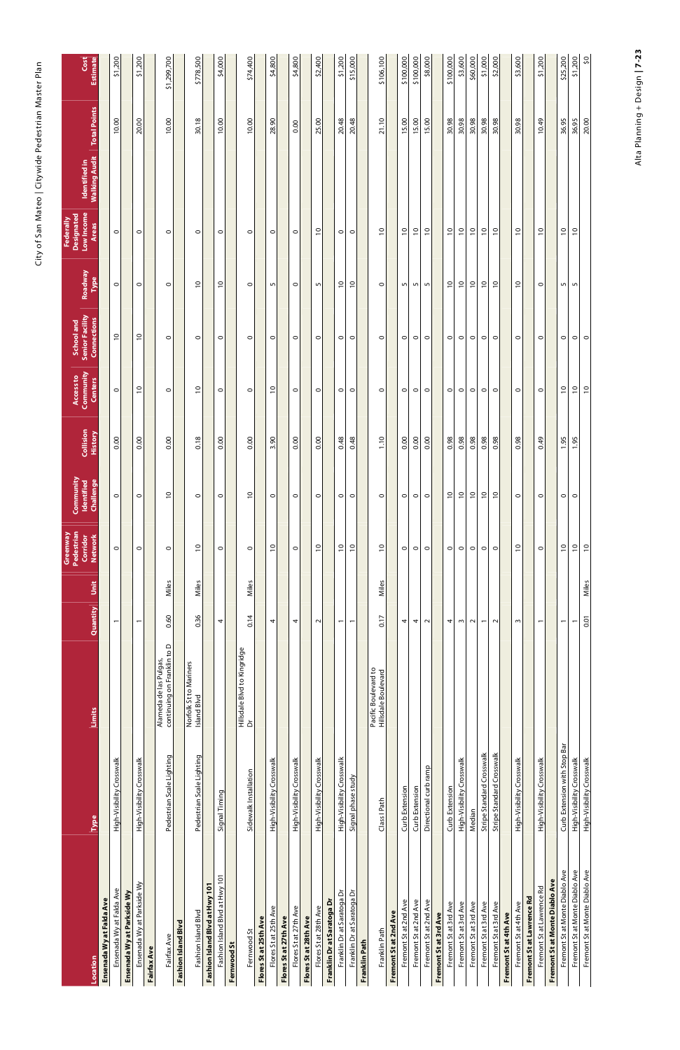| Location | Type | Limits | Quantity | Unit | Greenway Pedestrian Corridor Network | Community Identified Challenge | Collision History | Access to Community Centers | School and Senior Facility Connections | Roadway Type | Federally Designated Low Income Areas | Identified in Walking Audit | Total Points | Cost Estimate |
|---|---|---|---|---|---|---|---|---|---|---|---|---|---|---|
| **Ensenada Wy at Falda Ave** | | | | | | | | | | | | | | |
| Ensenada Wy at Falda Ave | High-Visibility Crosswalk | | 1 | | 0 | 0 | 0.00 | 0 | 10 | 0 | 0 | | 10.00 | $1,200 |
| **Ensenada Wy at Parkside Wy** | | | | | | | | | | | | | | |
| Ensenada Wy at Parkside Wy | High-Visibility Crosswalk | | 1 | | 0 | 0 | 0.00 | 10 | 10 | 0 | 0 | | 20.00 | $1,200 |
| **Fairfax Ave** | | | | | | | | | | | | | | |
| Fairfax Ave | Pedestrian Scale Lighting | Alameda de las Pulgas, continuing on Franklin to D | 0.60 | Miles | 0 | 10 | 0.00 | 0 | 0 | 0 | 0 | | 10.00 | $1,299,700 |
| **Fashion Island Blvd** | | | | | | | | | | | | | | |
| Fashion Island Blvd | Pedestrian Scale Lighting | Norfolk St to Mariners Island Blvd | 0.36 | Miles | 10 | 0 | 0.18 | 10 | 0 | 10 | 0 | | 30.18 | $778,500 |
| **Fashion Island Blvd at Hwy 101** | | | | | | | | | | | | | | |
| Fashion Island Blvd at Hwy 101 | Signal Timing | | 4 | | 0 | 0 | 0.00 | 0 | 0 | 10 | 0 | | 10.00 | $4,000 |
| **Fernwood St** | | | | | | | | | | | | | | |
| Fernwood St | Sidewalk Installation | Hillsdale Blvd to Kingridge Dr | 0.14 | Miles | 0 | 10 | 0.00 | 0 | 0 | 0 | 0 | | 10.00 | $74,400 |
| **Flores St at 25th Ave** | | | | | | | | | | | | | | |
| Flores St at 25th Ave | High-Visibility Crosswalk | | 4 | | 10 | 0 | 3.90 | 10 | 0 | 5 | 0 | | 28.90 | $4,800 |
| **Flores St at 27th Ave** | | | | | | | | | | | | | | |
| Flores St at 27th Ave | High-Visibility Crosswalk | | 4 | | 0 | 0 | 0.00 | 0 | 0 | 0 | 0 | | 0.00 | $4,800 |
| **Flores St at 28th Ave** | | | | | | | | | | | | | | |
| Flores St at 28th Ave | High-Visibility Crosswalk | | 2 | | 10 | 0 | 0.00 | 0 | 0 | 5 | 10 | | 25.00 | $2,400 |
| **Franklin Dr at Saratoga Dr** | | | | | | | | | | | | | | |
| Franklin Dr at Saratoga Dr | High-Visibility Crosswalk | | 1 | | 10 | 0 | 0.48 | 0 | 0 | 10 | 0 | | 20.48 | $1,200 |
| Franklin Dr at Saratoga Dr | Signal phase study | | 1 | | 10 | 0 | 0.48 | 0 | 0 | 10 | 0 | | 20.48 | $15,000 |
| **Franklin Path** | | | | | | | | | | | | | | |
| Franklin Path | Class I Path | Pacific Boulevard to Hillsdale Boulevard | 0.17 | Miles | 10 | 0 | 1.10 | 0 | 0 | 0 | 10 | | 21.10 | $106,100 |
| **Fremont St at 2nd Ave** | | | | | | | | | | | | | | |
| Fremont St at 2nd Ave | Curb Extension | | 4 | | 0 | 0 | 0.00 | 0 | 0 | 5 | 10 | | 15.00 | $100,000 |
| Fremont St at 2nd Ave | Curb Extension | | 4 | | 0 | 0 | 0.00 | 0 | 0 | 5 | 10 | | 15.00 | $100,000 |
| Fremont St at 2nd Ave | Directional curb ramp | | 2 | | 0 | 0 | 0.00 | 0 | 0 | 5 | 10 | | 15.00 | $8,000 |
| **Fremont St at 3rd Ave** | | | | | | | | | | | | | | |
| Fremont St at 3rd Ave | Curb Extension | | 4 | | 0 | 10 | 0.98 | 0 | 0 | 10 | 10 | | 30.98 | $100,000 |
| Fremont St at 3rd Ave | High-Visibility Crosswalk | | 3 | | 0 | 10 | 0.98 | 0 | 0 | 10 | 10 | | 30.98 | $3,600 |
| Fremont St at 3rd Ave | Median | | 2 | | 0 | 10 | 0.98 | 0 | 0 | 10 | 10 | | 30.98 | $60,000 |
| Fremont St at 3rd Ave | Stripe Standard Crosswalk | | 1 | | 0 | 10 | 0.98 | 0 | 0 | 10 | 10 | | 30.98 | $1,000 |
| Fremont St at 3rd Ave | Stripe Standard Crosswalk | | 2 | | 0 | 10 | 0.98 | 0 | 0 | 10 | 10 | | 30.98 | $2,000 |
| **Fremont St at 4th Ave** | | | | | | | | | | | | | | |
| Fremont St at 4th Ave | High-Visibility Crosswalk | | 3 | | 10 | 0 | 0.98 | 0 | 0 | 10 | 10 | | 30.98 | $3,600 |
| **Fremont St at Lawrence Rd** | | | | | | | | | | | | | | |
| Fremont St at Lawrence Rd | High-Visibility Crosswalk | | 1 | | 0 | 0 | 0.49 | 0 | 0 | 0 | 10 | | 10.49 | $1,200 |
| **Fremont St at Monte Diablo Ave** | | | | | | | | | | | | | | |
| Fremont St at Monte Diablo Ave | Curb Extension with Stop Bar | | 1 | | 10 | 0 | 1.95 | 10 | 0 | 5 | 10 | | 36.95 | $25,200 |
| Fremont St at Monte Diablo Ave | High-Visibility Crosswalk | | 1 | | 10 | 0 | 1.95 | 10 | 0 | 5 | 10 | | 36.95 | $1,200 |
| Fremont St at Monte Diablo Ave | High-Visibility Crosswalk | | 0.01 | Miles | 10 | | | 10 | 0 | | | | 20.00 | $0 |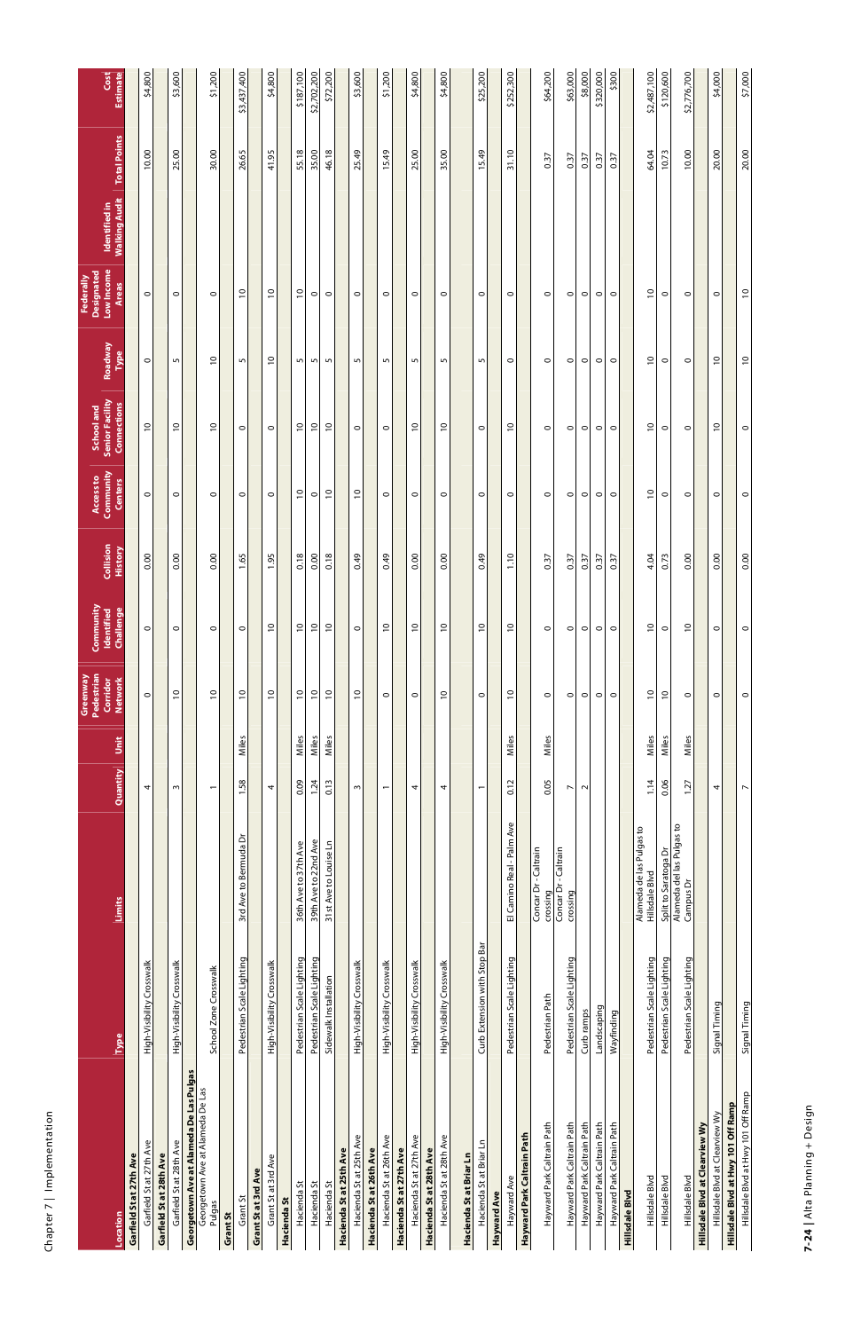| Location | Type | Limits | Quantity | Unit | Greenway Pedestrian Corridor Network | Community Identified Challenge | Collision History | Access to Community Centers | School and Senior Facility Connections | Roadway Type | Federally Designated Low Income Areas | Identified in Walking Audit | Total Points | Cost Estimate |
|---|---|---|---|---|---|---|---|---|---|---|---|---|---|---|
| **Garfield St at 27th Ave** | | | | | | | | | | | | | | |
| Garfield St at 27th Ave | High-Visibility Crosswalk | | 4 | | 0 | 0 | 0.00 | 0 | 10 | 0 | 0 | | 10.00 | $4,800 |
| **Garfield St at 28th Ave** | | | | | | | | | | | | | | |
| Garfield St at 28th Ave | High-Visibility Crosswalk | | 3 | | 10 | 0 | 0.00 | 0 | 10 | 5 | 0 | | 25.00 | $3,600 |
| **Georgetown Ave at Alameda De Las Pulgas** | | | | | | | | | | | | | | |
| Georgetown Ave at Alameda De Las Pulgas | School Zone Crosswalk | | 1 | | 10 | 0 | 0.00 | 0 | 10 | 10 | 0 | | 30.00 | $1,200 |
| **Grant St** | | | | | | | | | | | | | | |
| Grant St | Pedestrian Scale Lighting | 3rd Ave to Bermuda Dr | 1.58 | Miles | 10 | 0 | 1.65 | 0 | 0 | 5 | 10 | | 26.65 | $3,437,400 |
| **Grant St at 3rd Ave** | | | | | | | | | | | | | | |
| Grant St at 3rd Ave | High-Visibility Crosswalk | | 4 | | 10 | 10 | 1.95 | 0 | 0 | 10 | 10 | | 41.95 | $4,800 |
| **Hacienda St** | | | | | | | | | | | | | | |
| Hacienda St | Pedestrian Scale Lighting | 36th Ave to 37th Ave | 0.09 | Miles | 10 | 10 | 0.18 | 10 | 10 | 5 | 10 | | 55.18 | $187,100 |
| Hacienda St | Pedestrian Scale Lighting | 39th Ave to 22nd Ave | 1.24 | Miles | 10 | 10 | 0.00 | 0 | 10 | 5 | 0 | | 35.00 | $2,702,200 |
| Hacienda St | Sidewalk Installation | 31st Ave to Louise Ln | 0.13 | Miles | 10 | 10 | 0.18 | 10 | 10 | 5 | 0 | | 46.18 | $72,200 |
| **Hacienda St at 25th Ave** | | | | | | | | | | | | | | |
| Hacienda St at 25th Ave | High-Visibility Crosswalk | | 3 | | 10 | 0 | 0.49 | 10 | 0 | 5 | 0 | | 25.49 | $3,600 |
| **Hacienda St at 26th Ave** | | | | | | | | | | | | | | |
| Hacienda St at 26th Ave | High-Visibility Crosswalk | | 1 | | 0 | 10 | 0.49 | 0 | 0 | 5 | 0 | | 15.49 | $1,200 |
| **Hacienda St at 27th Ave** | | | | | | | | | | | | | | |
| Hacienda St at 27th Ave | High-Visibility Crosswalk | | 4 | | 0 | 10 | 0.00 | 0 | 10 | 5 | 0 | | 25.00 | $4,800 |
| **Hacienda St at 28th Ave** | | | | | | | | | | | | | | |
| Hacienda St at 28th Ave | High-Visibility Crosswalk | | 4 | | 10 | 10 | 0.00 | 0 | 10 | 5 | 0 | | 35.00 | $4,800 |
| **Hacienda St at Briar Ln** | | | | | | | | | | | | | | |
| Hacienda St at Briar Ln | Curb Extension with Stop Bar | | 1 | | 0 | 10 | 0.49 | 0 | 0 | 5 | 0 | | 15.49 | $25,200 |
| **Hayward Ave** | | | | | | | | | | | | | | |
| Hayward Ave | Pedestrian Scale Lighting | El Camino Real - Palm Ave | 0.12 | Miles | 10 | 10 | 1.10 | 0 | 10 | 0 | 0 | | 31.10 | $252,300 |
| **Hayward Park Caltrain Path** | | | | | | | | | | | | | | |
| Hayward Park Caltrain Path | Pedestrian Path | Concar Dr - Caltrain crossing | 0.05 | Miles | 0 | 0 | 0.37 | 0 | 0 | 0 | 0 | | 0.37 | $64,200 |
| Hayward Park Caltrain Path | Pedestrian Scale Lighting | Concar Dr - Caltrain crossing | 7 | | 0 | 0 | 0.37 | 0 | 0 | 0 | 0 | | 0.37 | $63,000 |
| Hayward Park Caltrain Path | Curb ramps | | 2 | | 0 | 0 | 0.37 | 0 | 0 | 0 | 0 | | 0.37 | $8,000 |
| Hayward Park Caltrain Path | Landscaping | | | | 0 | 0 | 0.37 | 0 | 0 | 0 | 0 | | 0.37 | $320,000 |
| Hayward Park Caltrain Path | Wayfinding | | | | 0 | 0 | 0.37 | 0 | 0 | 0 | 0 | | 0.37 | $300 |
| **Hillsdale Blvd** | | | | | | | | | | | | | | |
| Hillsdale Blvd | Pedestrian Scale Lighting | Alameda de las Pulgas to Hillsdale Blvd | 1.14 | Miles | 10 | 10 | 4.04 | 10 | 10 | 10 | 10 | | 64.04 | $2,487,100 |
| Hillsdale Blvd | Pedestrian Scale Lighting | Split to Saratoga Dr | 0.06 | Miles | 10 | 0 | 0.73 | 0 | 0 | 0 | 0 | | 10.73 | $120,600 |
| Hillsdale Blvd | Pedestrian Scale Lighting | Alameda del las Pulgas to Campus Dr | 1.27 | Miles | 0 | 10 | 0.00 | 0 | 0 | 0 | 0 | | 10.00 | $2,776,700 |
| **Hillsdale Blvd at Clearview Wy** | | | | | | | | | | | | | | |
| Hillsdale Blvd at Clearview Wy | Signal Timing | | 4 | | 0 | 0 | 0.00 | 0 | 10 | 10 | 0 | | 20.00 | $4,000 |
| **Hillsdale Blvd at Hwy 101 Off Ramp** | | | | | | | | | | | | | | |
| Hillsdale Blvd at Hwy 101 Off Ramp | Signal Timing | | 7 | | 0 | 0 | 0.00 | 0 | 0 | 10 | 10 | | 20.00 | $7,000 |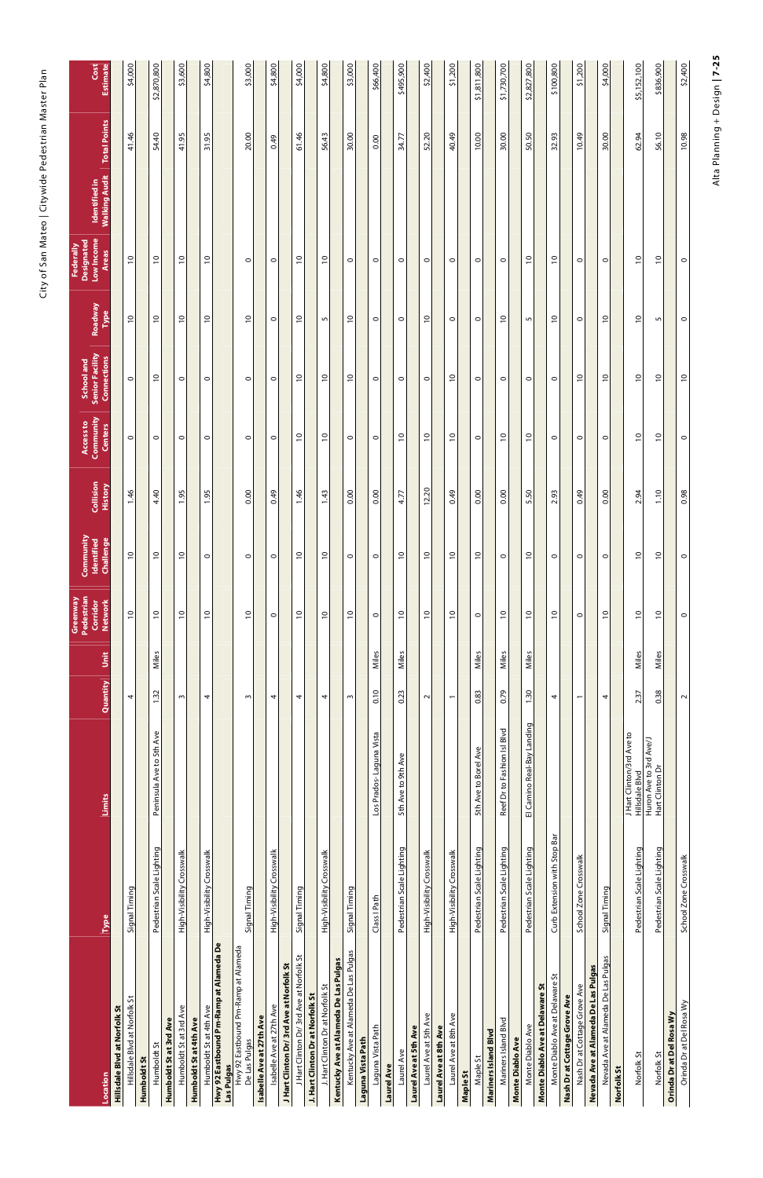| Location | Type | Limits | Quantity | Unit | Greenway Pedestrian Corridor Network | Community Identified Challenge | Collision History | Access to Community Centers | School and Senior Facility Connections | Roadway Type | Federally Designated Low Income Areas | Identified in Walking Audit | Total Points | Cost Estimate |
|---|---|---|---|---|---|---|---|---|---|---|---|---|---|---|
| **Hillsdale Blvd at Norfolk St** | | | | | | | | | | | | | | |
| Hillsdale Blvd at Norfolk St | Signal Timing | | 4 | | 10 | 10 | 1.46 | 0 | 0 | 10 | 10 | | 41.46 | $4,000 |
| **Humboldt St** | | | | | | | | | | | | | | |
| Humboldt St | Pedestrian Scale Lighting | Peninsula Ave to 5th Ave | 1.32 | Miles | 10 | 10 | 4.40 | 0 | 10 | 10 | 10 | | 54.40 | $2,870,800 |
| **Humboldt St at 3rd Ave** | | | | | | | | | | | | | | |
| Humboldt St at 3rd Ave | High-Visibility Crosswalk | | 3 | | 10 | 10 | 1.95 | 0 | 0 | 10 | 10 | | 41.95 | $3,600 |
| **Humboldt St at 4th Ave** | | | | | | | | | | | | | | |
| Humboldt St at 4th Ave | High-Visibility Crosswalk | | 4 | | 10 | 0 | 1.95 | 0 | 0 | 10 | 10 | | 31.95 | $4,800 |
| **Hwy 92 Eastbound Pm-Ramp at Alameda De Las Pulgas** | | | | | | | | | | | | | | |
| Hwy 92 Eastbound Pm-Ramp at Alameda De Las Pulgas | Signal Timing | | 3 | | 10 | 0 | 0.00 | 0 | 0 | 10 | 0 | | 20.00 | $3,000 |
| **Isabelle Ave at 27th Ave** | | | | | | | | | | | | | | |
| Isabelle Ave at 27th Ave | High-Visibility Crosswalk | | 4 | | 0 | 0 | 0.49 | 0 | 0 | 0 | 0 | | 0.49 | $4,800 |
| **J Hart Clinton Dr/ 3rd Ave at Norfolk St** | | | | | | | | | | | | | | |
| J Hart Clinton Dr/ 3rd Ave at Norfolk St | Signal Timing | | 4 | | 10 | 10 | 1.46 | 10 | 10 | 10 | 10 | | 61.46 | $4,000 |
| **J. Hart Clinton Dr at Norfolk St** | | | | | | | | | | | | | | |
| J. Hart Clinton Dr at Norfolk St | High-Visibility Crosswalk | | 4 | | 10 | 10 | 1.43 | 10 | 10 | 5 | 10 | | 56.43 | $4,800 |
| **Kentucky Ave at Alameda De Las Pulgas** | | | | | | | | | | | | | | |
| Kentucky Ave at Alameda De Las Pulgas | Signal Timing | | 3 | | 10 | 0 | 0.00 | 0 | 10 | 10 | 0 | | 30.00 | $3,000 |
| **Laguna Vista Path** | | | | | | | | | | | | | | |
| Laguna Vista Path | Class I Path | Los Prados-Laguna Vista | 0.10 | Miles | 0 | 0 | 0.00 | 0 | 0 | 0 | 0 | | 0.00 | $66,400 |
| **Laurel Ave** | | | | | | | | | | | | | | |
| Laurel Ave | Pedestrian Scale Lighting | 5th Ave to 9th Ave | 0.23 | Miles | 10 | 10 | 4.77 | 10 | 0 | 0 | 0 | | 34.77 | $495,900 |
| **Laurel Ave at 5th Ave** | | | | | | | | | | | | | | |
| Laurel Ave at 5th Ave | High-Visibility Crosswalk | | 2 | | 10 | 10 | 12.20 | 10 | 0 | 10 | 0 | | 52.20 | $2,400 |
| **Laurel Ave at 8th Ave** | | | | | | | | | | | | | | |
| Laurel Ave at 8th Ave | High-Visibility Crosswalk | | 1 | | 10 | 10 | 0.49 | 10 | 10 | 0 | 0 | | 40.49 | $1,200 |
| **Maple St** | | | | | | | | | | | | | | |
| Maple St | Pedestrian Scale Lighting | 5th Ave to Borel Ave | 0.83 | Miles | 0 | 10 | 0.00 | 0 | 0 | 0 | 0 | | 10.00 | $1,811,800 |
| **Mariners Island Blvd** | | | | | | | | | | | | | | |
| Mariners Island Blvd | Pedestrian Scale Lighting | Reef Dr to Fashion Isl Blvd | 0.79 | Miles | 10 | 0 | 0.00 | 10 | 0 | 10 | 0 | | 30.00 | $1,730,700 |
| **Monte Diablo Ave** | | | | | | | | | | | | | | |
| Monte Diablo Ave | Pedestrian Scale Lighting | El Camino Real-Bay Landing | 1.30 | Miles | 10 | 10 | 5.50 | 10 | 0 | 5 | 10 | | 50.50 | $2,827,800 |
| **Monte Diablo Ave at Delaware St** | | | | | | | | | | | | | | |
| Monte Diablo Ave at Delaware St | Curb Extension with Stop Bar | | 4 | | 10 | 0 | 2.93 | 0 | 0 | 10 | 10 | | 32.93 | $100,800 |
| **Nash Dr at Cottage Grove Ave** | | | | | | | | | | | | | | |
| Nash Dr at Cottage Grove Ave | School Zone Crosswalk | | 1 | | 0 | 0 | 0.49 | 0 | 10 | 0 | 0 | | 10.49 | $1,200 |
| **Nevada Ave at Alameda De Las Pulgas** | | | | | | | | | | | | | | |
| Nevada Ave at Alameda De Las Pulgas | Signal Timing | | 4 | | 10 | 0 | 0.00 | 0 | 10 | 10 | 0 | | 30.00 | $4,000 |
| **Norfolk St** | | | | | | | | | | | | | | |
| Norfolk St | Pedestrian Scale Lighting | J Hart Clinton/3rd Ave to Hillsdale Blvd | 2.37 | Miles | 10 | 10 | 2.94 | 10 | 10 | 10 | 10 | | 62.94 | $5,152,100 |
| Norfolk St | Pedestrian Scale Lighting | Huron Ave to 3rd Ave/J Hart Clinton Dr | 0.38 | Miles | 10 | 10 | 1.10 | 10 | 10 | 5 | 10 | | 56.10 | $836,900 |
| **Orinda Dr at Del Rosa Wy** | | | | | | | | | | | | | | |
| Orinda Dr at Del Rosa Wy | School Zone Crosswalk | | 2 | | 0 | 0 | 0.98 | 0 | 10 | 0 | 0 | | 10.98 | $2,400 |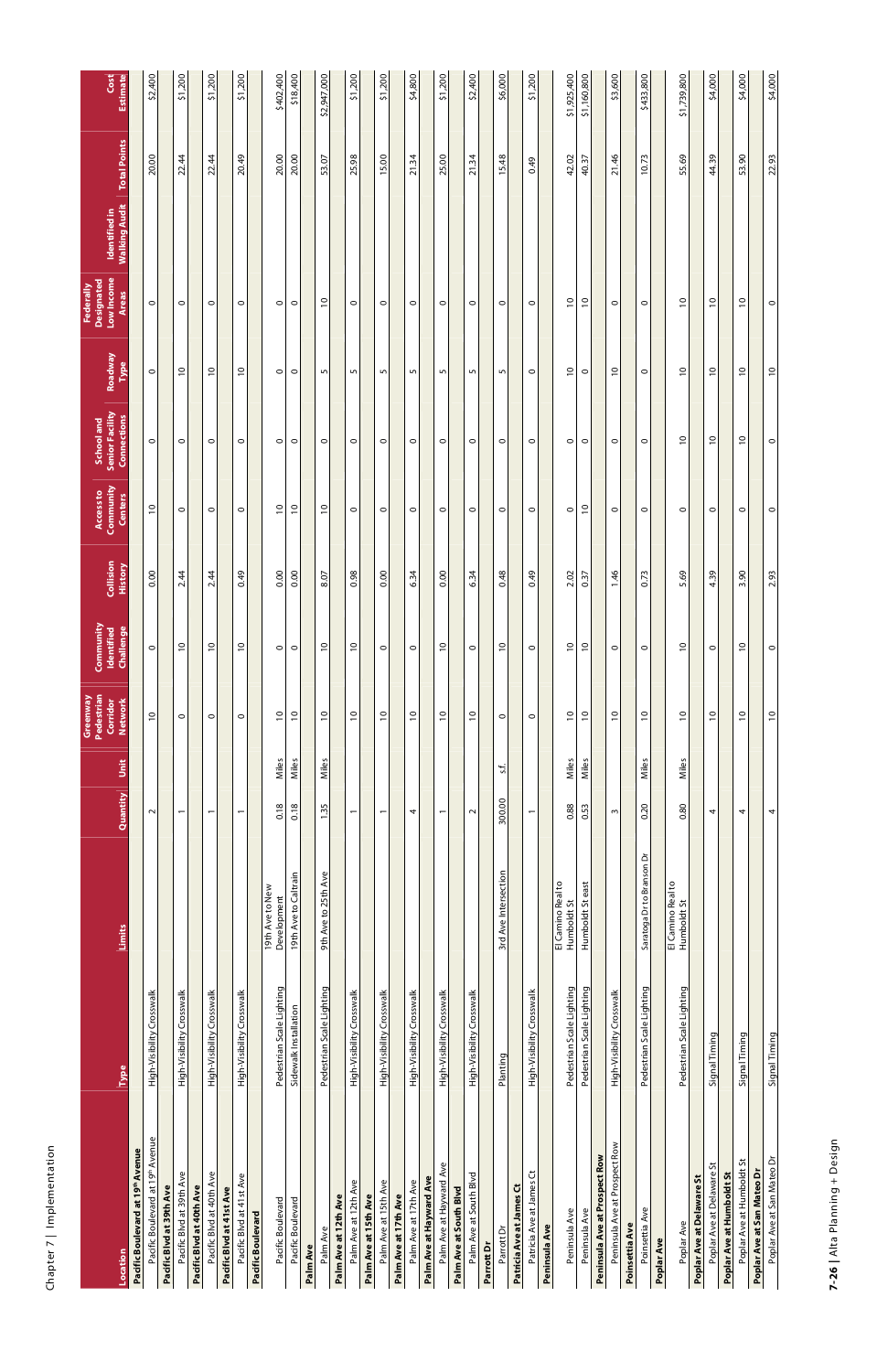| Location | Type | Limits | Quantity | Unit | Greenway Pedestrian Corridor Network | Community Identified Challenge | Collision History | Access to Community Centers | School and Senior Facility Connections | Roadway Type | Federally Designated Low Income Areas | Identified in Walking Audit | Total Points | Cost Estimate |
|---|---|---|---|---|---|---|---|---|---|---|---|---|---|---|
| **Pacific Boulevard at 19th Avenue** | | | | | | | | | | | | | | |
| Pacific Boulevard at 19th Avenue | High-Visibility Crosswalk | | 2 | | 10 | 0 | 0.00 | 10 | 0 | 0 | 0 | | 20.00 | $2,400 |
| **Pacific Blvd at 39th Ave** | | | | | | | | | | | | | | |
| Pacific Blvd at 39th Ave | High-Visibility Crosswalk | | 1 | | 0 | 10 | 2.44 | 0 | 0 | 10 | 0 | | 22.44 | $1,200 |
| **Pacific Blvd at 40th Ave** | | | | | | | | | | | | | | |
| Pacific Blvd at 40th Ave | High-Visibility Crosswalk | | 1 | | 0 | 10 | 2.44 | 0 | 0 | 10 | 0 | | 22.44 | $1,200 |
| **Pacific Blvd at 41st Ave** | | | | | | | | | | | | | | |
| Pacific Blvd at 41st Ave | High-Visibility Crosswalk | | 1 | | 0 | 10 | 0.49 | 0 | 0 | 10 | 0 | | 20.49 | $1,200 |
| **Pacific Boulevard** | | | | | | | | | | | | | | |
| Pacific Boulevard | Pedestrian Scale Lighting | 19th Ave to New Development | 0.18 | Miles | 10 | 0 | 0.00 | 10 | 0 | 0 | 0 | | 20.00 | $402,400 |
| Pacific Boulevard | Sidewalk Installation | 19th Ave to Caltrain | 0.18 | Miles | 10 | 0 | 0.00 | 10 | 0 | 0 | 0 | | 20.00 | $18,400 |
| **Palm Ave** | | | | | | | | | | | | | | |
| Palm Ave | Pedestrian Scale Lighting | 9th Ave to 25th Ave | 1.35 | Miles | 10 | 10 | 8.07 | 10 | 0 | 5 | 10 | | 53.07 | $2,947,000 |
| **Palm Ave at 12th Ave** | | | | | | | | | | | | | | |
| Palm Ave at 12th Ave | High-Visibility Crosswalk | | 1 | | 10 | 10 | 0.98 | 0 | 0 | 5 | 0 | | 25.98 | $1,200 |
| **Palm Ave at 15th Ave** | | | | | | | | | | | | | | |
| Palm Ave at 15th Ave | High-Visibility Crosswalk | | 1 | | 10 | 0 | 0.00 | 0 | 0 | 5 | 0 | | 15.00 | $1,200 |
| **Palm Ave at 17th Ave** | | | | | | | | | | | | | | |
| Palm Ave at 17th Ave | High-Visibility Crosswalk | | 4 | | 10 | 0 | 6.34 | 0 | 0 | 5 | 0 | | 21.34 | $4,800 |
| **Palm Ave at Hayward Ave** | | | | | | | | | | | | | | |
| Palm Ave at Hayward Ave | High-Visibility Crosswalk | | 1 | | 10 | 10 | 0.00 | 0 | 0 | 5 | 0 | | 25.00 | $1,200 |
| **Palm Ave at South Blvd** | | | | | | | | | | | | | | |
| Palm Ave at South Blvd | High-Visibility Crosswalk | | 2 | | 10 | 0 | 6.34 | 0 | 0 | 5 | 0 | | 21.34 | $2,400 |
| **Parrott Dr** | | | | | | | | | | | | | | |
| Parrott Dr | Planting | 3rd Ave Intersection | 300.00 | s.f. | 0 | 10 | 0.48 | 0 | 0 | 5 | 0 | | 15.48 | $6,000 |
| **Patricia Ave at James Ct** | | | | | | | | | | | | | | |
| Patricia Ave at James Ct | High-Visibility Crosswalk | | 1 | | 0 | 0 | 0.49 | 0 | 0 | 0 | 0 | | 0.49 | $1,200 |
| **Peninsula Ave** | | | | | | | | | | | | | | |
| Peninsula Ave | Pedestrian Scale Lighting | El Camino Real to Humboldt St | 0.88 | Miles | 10 | 10 | 2.02 | 0 | 0 | 10 | 10 | | 42.02 | $1,925,400 |
| Peninsula Ave | Pedestrian Scale Lighting | Humboldt St east | 0.53 | Miles | 10 | 10 | 0.37 | 10 | 0 | 0 | 10 | | 40.37 | $1,160,800 |
| **Peninsula Ave at Prospect Row** | | | | | | | | | | | | | | |
| Peninsula Ave at Prospect Row | High-Visibility Crosswalk | | 3 | | 10 | 0 | 1.46 | 0 | 0 | 10 | 0 | | 21.46 | $3,600 |
| **Poinsettia Ave** | | | | | | | | | | | | | | |
| Poinsettia Ave | Pedestrian Scale Lighting | Saratoga Dr to Branson Dr | 0.20 | Miles | 10 | 0 | 0.73 | 0 | 0 | 0 | 0 | | 10.73 | $433,800 |
| **Poplar Ave** | | | | | | | | | | | | | | |
| Poplar Ave | Pedestrian Scale Lighting | El Camino Real to Humboldt St | 0.80 | Miles | 10 | 10 | 5.69 | 0 | 10 | 10 | 10 | | 55.69 | $1,739,800 |
| **Poplar Ave at Delaware St** | | | | | | | | | | | | | | |
| Poplar Ave at Delaware St | Signal Timing | | 4 | | 10 | 0 | 4.39 | 0 | 10 | 10 | 10 | | 44.39 | $4,000 |
| **Poplar Ave at Humboldt St** | | | | | | | | | | | | | | |
| Poplar Ave at Humboldt St | Signal Timing | | 4 | | 10 | 10 | 3.90 | 0 | 10 | 10 | 10 | | 53.90 | $4,000 |
| **Poplar Ave at San Mateo Dr** | | | | | | | | | | | | | | |
| Poplar Ave at San Mateo Dr | Signal Timing | | 4 | | 10 | 0 | 2.93 | 0 | 0 | 10 | 0 | | 22.93 | $4,000 |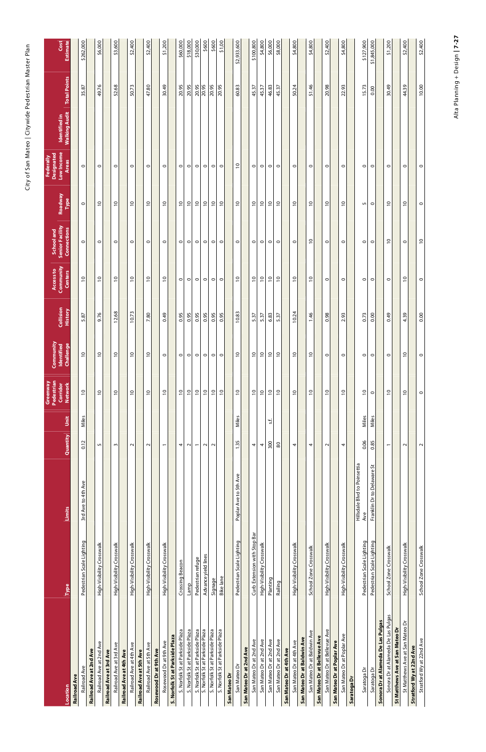| Location | Type | Limits | Quantity | Unit | Greenway Pedestrian Corridor Network | Community Identified Challenge | Collision History | Access to Community Centers | School and Senior Facility Connections | Roadway Type | Federally Designated Low Income Areas | Identified in Walking Audit | Total Points | Cost Estimate |
|---|---|---|---|---|---|---|---|---|---|---|---|---|---|---|
| **Railroad Ave** | | | | | | | | | | | | | | |
| Railroad Ave | Pedestrian Scale Lighting | 3rd Ave to 4th Ave | 0.12 | Miles | 10 | 10 | 5.87 | 10 | 0 | 0 | 0 | | 35.87 | $262,000 |
| **Railroad Ave at 2nd Ave** | | | | | | | | | | | | | | |
| Railroad Ave at 2nd Ave | High-Visibility Crosswalk | | 5 | | 10 | 10 | 9.76 | 10 | 0 | 10 | 0 | | 49.76 | $6,000 |
| **Railroad Ave at 3rd Ave** | | | | | | | | | | | | | | |
| Railroad Ave at 3rd Ave | High-Visibility Crosswalk | | 3 | | 10 | 10 | 12.68 | 10 | 0 | 10 | 0 | | 52.68 | $3,600 |
| **Railroad Ave at 4th Ave** | | | | | | | | | | | | | | |
| Railroad Ave at 4th Ave | High-Visibility Crosswalk | | 2 | | 10 | 10 | 10.73 | 10 | 0 | 10 | 0 | | 50.73 | $2,400 |
| **Railroad Ave at 5th Ave** | | | | | | | | | | | | | | |
| Railroad Ave at 5th Ave | High-Visibility Crosswalk | | 2 | | 10 | 10 | 7.80 | 10 | 0 | 10 | 0 | | 47.80 | $2,400 |
| **Rosewood Dr at 9th Ave** | | | | | | | | | | | | | | |
| Rosewood Dr at 9th Ave | High-Visibility Crosswalk | | 1 | | 10 | 0 | 0.49 | 10 | 0 | 10 | 0 | | 30.49 | $1,200 |
| **S. Norfolk St at Parkside Plaza** | | | | | | | | | | | | | | |
| S. Norfolk St at Parkside Plaza | Crossing Beacon | | 4 | | 10 | 0 | 0.95 | 0 | 0 | 10 | 0 | | 20.95 | $60,000 |
| S. Norfolk St at Parkside Plaza | Lamp | | 2 | | 10 | 0 | 0.95 | 0 | 0 | 10 | 0 | | 20.95 | $18,000 |
| S. Norfolk St at Parkside Plaza | Pedestrian refuge | | 1 | | 10 | 0 | 0.95 | 0 | 0 | 10 | 0 | | 20.95 | $30,000 |
| S. Norfolk St at Parkside Plaza | Advance yield lines | | 2 | | 10 | 0 | 0.95 | 0 | 0 | 10 | 0 | | 20.95 | $600 |
| S. Norfolk St at Parkside Plaza | Signage | | 2 | | 10 | 0 | 0.95 | 0 | 0 | 10 | 0 | | 20.95 | $600 |
| S. Norfolk St at Parkside Plaza | Bike lane | | | | 10 | 0 | 0.95 | 0 | 0 | 10 | 0 | | 20.95 | $100 |
| **San Mateo Dr** | | | | | | | | | | | | | | |
| San Mateo Dr | Pedestrian Scale Lighting | Poplar Ave to 5th Ave | 1.35 | Miles | 10 | 10 | 10.83 | 10 | 0 | 10 | 10 | | 60.83 | $2,933,600 |
| **San Mateo Dr at 2nd Ave** | | | | | | | | | | | | | | |
| San Mateo Dr at 2nd Ave | Curb Extension with Stop Bar | | 4 | | 10 | 10 | 5.37 | 10 | 0 | 10 | 0 | | 45.37 | $100,800 |
| San Mateo Dr at 2nd Ave | High-Visibility Crosswalk | | 4 | | 10 | 10 | 5.37 | 10 | 0 | 10 | 0 | | 45.37 | $4,800 |
| San Mateo Dr at 2nd Ave | Planting | | 300 | s.f. | 10 | 10 | 6.83 | 10 | 0 | 10 | 0 | | 46.83 | $6,000 |
| San Mateo Dr at 2nd Ave | Railing | | 80 | | 10 | 10 | 5.37 | 10 | 0 | 10 | 0 | | 45.37 | $8,000 |
| **San Mateo Dr at 4th Ave** | | | | | | | | | | | | | | |
| San Mateo Dr at 4th Ave | High-Visibility Crosswalk | | 4 | | 10 | 10 | 10.24 | 10 | 0 | 10 | 0 | | 50.24 | $4,800 |
| **San Mateo Dr at Baldwin Ave** | | | | | | | | | | | | | | |
| San Mateo Dr at Baldwin Ave | School Zone Crosswalk | | 4 | | 10 | 10 | 1.46 | 10 | 10 | 10 | 0 | | 51.46 | $4,800 |
| **San Mateo Dr at Bellevue Ave** | | | | | | | | | | | | | | |
| San Mateo Dr at Bellevue Ave | High-Visibility Crosswalk | | 2 | | 10 | 0 | 0.98 | 0 | 0 | 10 | 0 | | 20.98 | $2,400 |
| **San Mateo Dr at Poplar Ave** | | | | | | | | | | | | | | |
| San Mateo Dr at Poplar Ave | High-Visibility Crosswalk | | 4 | | 10 | 0 | 2.93 | 0 | 0 | 10 | 0 | | 22.93 | $4,800 |
| **Saratoga Dr** | | | | | | | | | | | | | | |
| Saratoga Dr | Pedestrian Scale Lighting | Hillsdale Blvd to Poinsettia Ave | 0.06 | Miles | 10 | 0 | 0.73 | 0 | 0 | 5 | 0 | | 15.73 | $127,900 |
| Saratoga Dr | Pedestrian Scale Lighting | Franklin Dr to Delaware St | 0.85 | Miles | 0 | 0 | 0.00 | 0 | 0 | 0 | 0 | | 0.00 | $1,845,000 |
| **Sonora Dr at Alameda De Las Pulgas** | | | | | | | | | | | | | | |
| Sonora Dr at Alameda De Las Pulgas | School Zone Crosswalk | | 1 | | 10 | 0 | 0.49 | 0 | 10 | 10 | 0 | | 30.49 | $1,200 |
| **St Matthews Ave at San Mateo Dr** | | | | | | | | | | | | | | |
| St Matthews Ave at San Mateo Dr | High-Visibility Crosswalk | | 2 | | 10 | 10 | 4.39 | 10 | 0 | 10 | 0 | | 44.39 | $2,400 |
| **Stratford Wy at 22nd Ave** | | | | | | | | | | | | | | |
| Stratford Wy at 22nd Ave | School Zone Crosswalk | | 2 | | 0 | 0 | 0.00 | 0 | 10 | 0 | 0 | | 10.00 | $2,400 |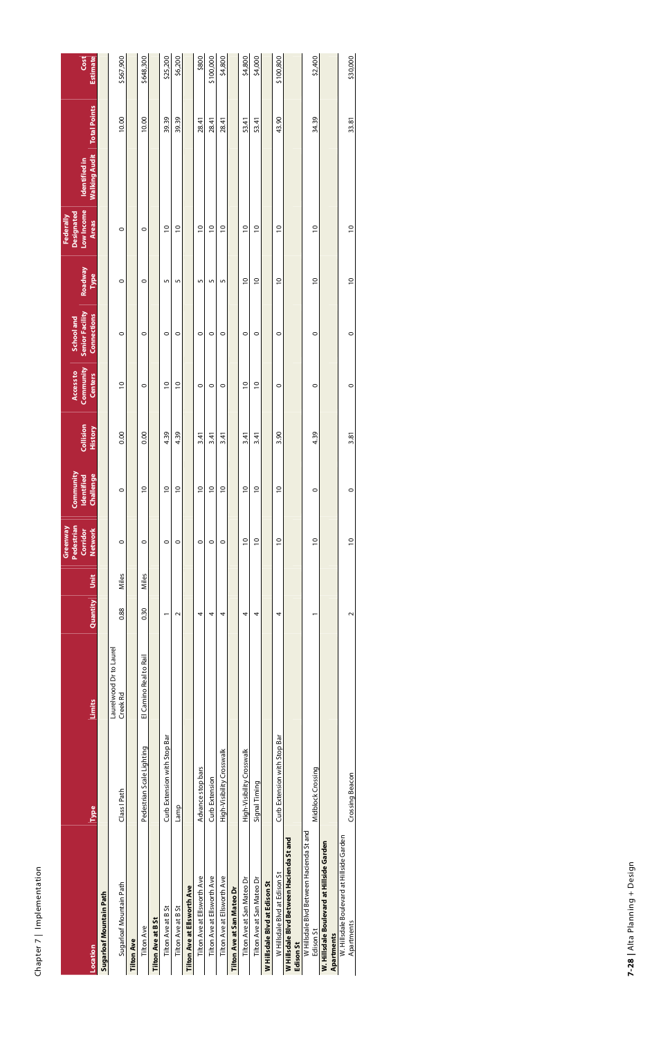| Location | Type | Limits | Quantity | Unit | Greenway Pedestrian Corridor Network | Community Identified Challenge | Collision History | Access to Community Centers | School and Senior Facility Connections | Roadway Type | Federally Designated Low Income Areas | Identified in Walking Audit | Total Points | Cost Estimate |
|---|---|---|---|---|---|---|---|---|---|---|---|---|---|---|
| **Sugarloaf Mountain Path** | | | | | | | | | | | | | | |
| Sugarloaf Mountain Path | Class I Path | Laurelwood Dr to Laurel Creek Rd | 0.88 | Miles | 0 | 0 | 0.00 | 10 | 0 | 0 | 0 | | 10.00 | $567,900 |
| **Tilton Ave** | | | | | | | | | | | | | | |
| Tilton Ave | Pedestrian Scale Lighting | El Camino Real to Rail | 0.30 | Miles | 0 | 10 | 0.00 | 0 | 0 | 0 | 0 | | 10.00 | $648,300 |
| **Tilton Ave at B St** | | | | | | | | | | | | | | |
| Tilton Ave at B St | Curb Extension with Stop Bar | | 1 | | 0 | 10 | 4.39 | 10 | 0 | 5 | 10 | | 39.39 | $25,200 |
| Tilton Ave at B St | Lamp | | 2 | | 0 | 10 | 4.39 | 10 | 0 | 5 | 10 | | 39.39 | $6,200 |
| **Tilton Ave at Ellsworth Ave** | | | | | | | | | | | | | | |
| Tilton Ave at Ellsworth Ave | Advance stop bars | | 4 | | 0 | 10 | 3.41 | 0 | 0 | 5 | 10 | | 28.41 | $800 |
| Tilton Ave at Ellsworth Ave | Curb Extension | | 4 | | 0 | 10 | 3.41 | 0 | 0 | 5 | 10 | | 28.41 | $100,000 |
| Tilton Ave at Ellsworth Ave | High-Visibility Crosswalk | | 4 | | 0 | 10 | 3.41 | 0 | 0 | 5 | 10 | | 28.41 | $4,800 |
| **Tilton Ave at San Mateo Dr** | | | | | | | | | | | | | | |
| Tilton Ave at San Mateo Dr | High-Visibility Crosswalk | | 4 | | 10 | 10 | 3.41 | 10 | 0 | 10 | 10 | | 53.41 | $4,800 |
| Tilton Ave at San Mateo Dr | Signal Timing | | 4 | | 10 | 10 | 3.41 | 10 | 0 | 10 | 10 | | 53.41 | $4,000 |
| **W Hillsdale Blvd at Edison St** | | | | | | | | | | | | | | |
| W Hillsdale Blvd at Edison St | Curb Extension with Stop Bar | | 4 | | 10 | 10 | 3.90 | 0 | 0 | 10 | 10 | | 43.90 | $100,800 |
| **W Hillsdale Blvd Between Hacienda St and Edison St** | | | | | | | | | | | | | | |
| W Hillsdale Blvd Between Hacienda St and Edison St | Midblock Crossing | | 1 | | 10 | 0 | 4.39 | 0 | 0 | 10 | 10 | | 34.39 | $2,400 |
| **W. Hillsdale Boulevard at Hillside Garden Apartments** | | | | | | | | | | | | | | |
| W. Hillsdale Boulevard at Hillside Garden Apartments | Crossing Beacon | | 2 | | 10 | 0 | 3.81 | 0 | 0 | 10 | 10 | | 33.81 | $30,000 |